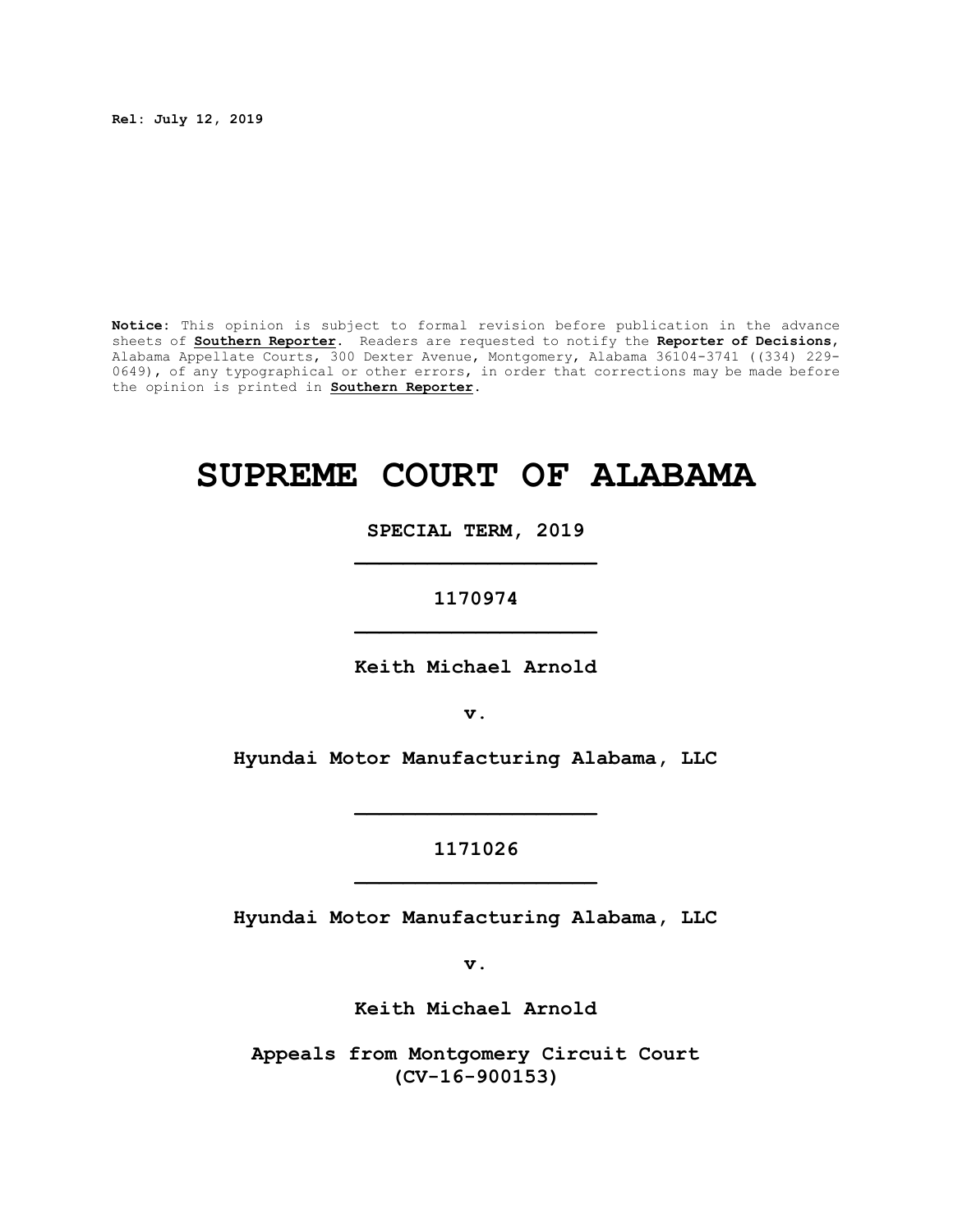**Rel: July 12, 2019**

**Notice:** This opinion is subject to formal revision before publication in the advance sheets of **Southern Reporter**. Readers are requested to notify the **Reporter of Decisions**, Alabama Appellate Courts, 300 Dexter Avenue, Montgomery, Alabama 36104-3741 ((334) 229-0649), of any typographical or other errors, in order that corrections may be made before the opinion is printed in **Southern Reporter**.

# SUPREME COURT OF ALABAMA

**SPECIAL TERM, 2019**

---

**1170974**

---

**Keith Michael Arnold**

**v.**

**Hyundai Motor Manufacturing Alabama, LLC**

---

**1171026**

---

**Hyundai Motor Manufacturing Alabama, LLC**

**v.**

**Keith Michael Arnold**

**Appeals from Montgomery Circuit Court**
**(CV-16-900153)**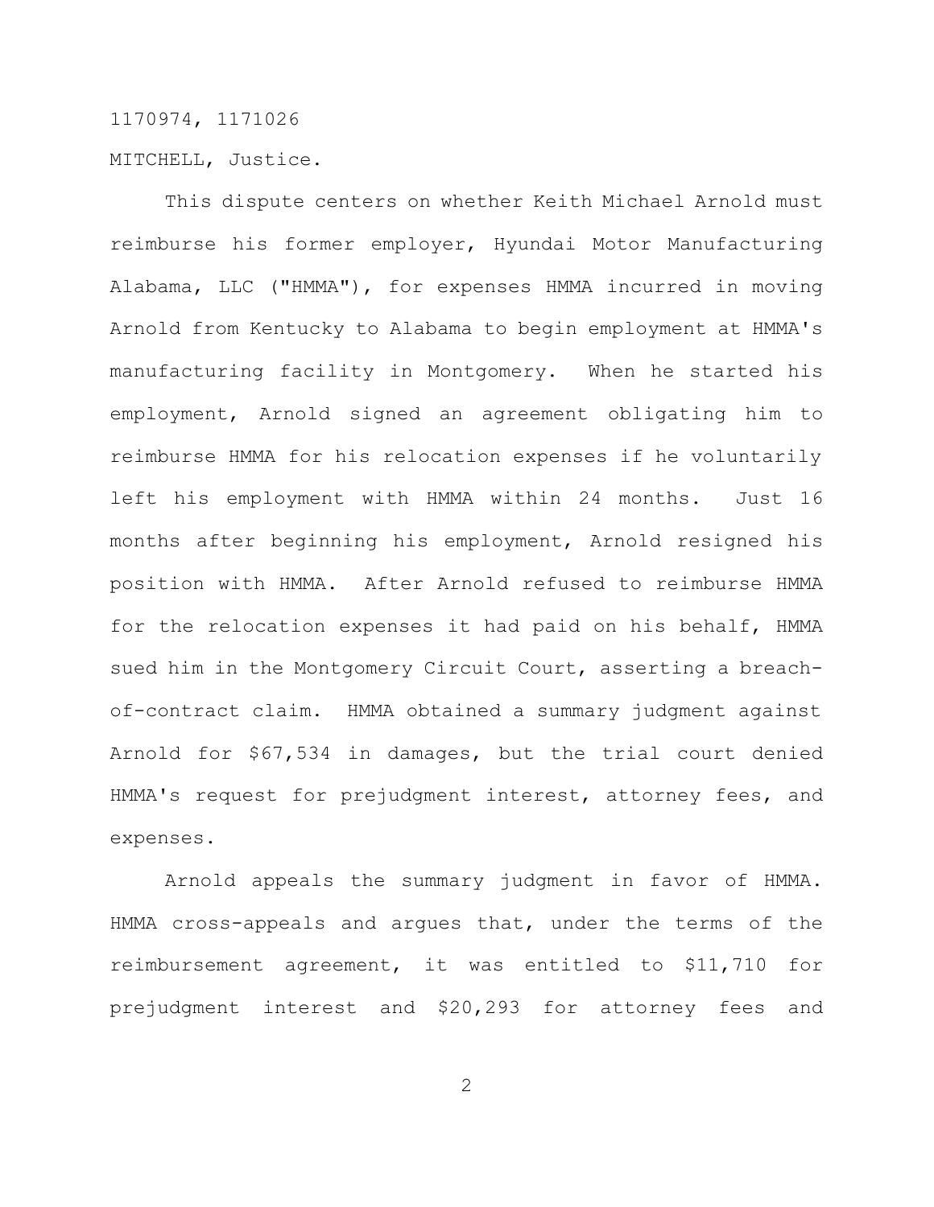1170974, 1171026

MITCHELL, Justice.

This dispute centers on whether Keith Michael Arnold must reimburse his former employer, Hyundai Motor Manufacturing Alabama, LLC ("HMMA"), for expenses HMMA incurred in moving Arnold from Kentucky to Alabama to begin employment at HMMA's manufacturing facility in Montgomery. When he started his employment, Arnold signed an agreement obligating him to reimburse HMMA for his relocation expenses if he voluntarily left his employment with HMMA within 24 months. Just 16 months after beginning his employment, Arnold resigned his position with HMMA. After Arnold refused to reimburse HMMA for the relocation expenses it had paid on his behalf, HMMA sued him in the Montgomery Circuit Court, asserting a breach-of-contract claim. HMMA obtained a summary judgment against Arnold for $67,534 in damages, but the trial court denied HMMA's request for prejudgment interest, attorney fees, and expenses.

Arnold appeals the summary judgment in favor of HMMA. HMMA cross-appeals and argues that, under the terms of the reimbursement agreement, it was entitled to $11,710 for prejudgment interest and $20,293 for attorney fees and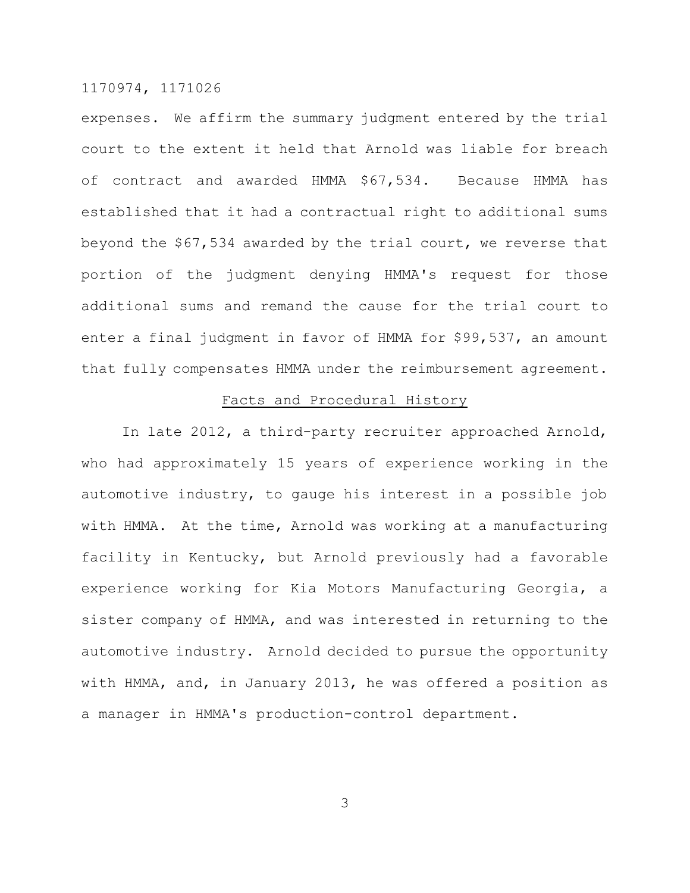expenses. We affirm the summary judgment entered by the trial court to the extent it held that Arnold was liable for breach of contract and awarded HMMA $67,534. Because HMMA has established that it had a contractual right to additional sums beyond the $67,534 awarded by the trial court, we reverse that portion of the judgment denying HMMA's request for those additional sums and remand the cause for the trial court to enter a final judgment in favor of HMMA for $99,537, an amount that fully compensates HMMA under the reimbursement agreement.

## Facts and Procedural History

In late 2012, a third-party recruiter approached Arnold, who had approximately 15 years of experience working in the automotive industry, to gauge his interest in a possible job with HMMA. At the time, Arnold was working at a manufacturing facility in Kentucky, but Arnold previously had a favorable experience working for Kia Motors Manufacturing Georgia, a sister company of HMMA, and was interested in returning to the automotive industry. Arnold decided to pursue the opportunity with HMMA, and, in January 2013, he was offered a position as a manager in HMMA's production-control department.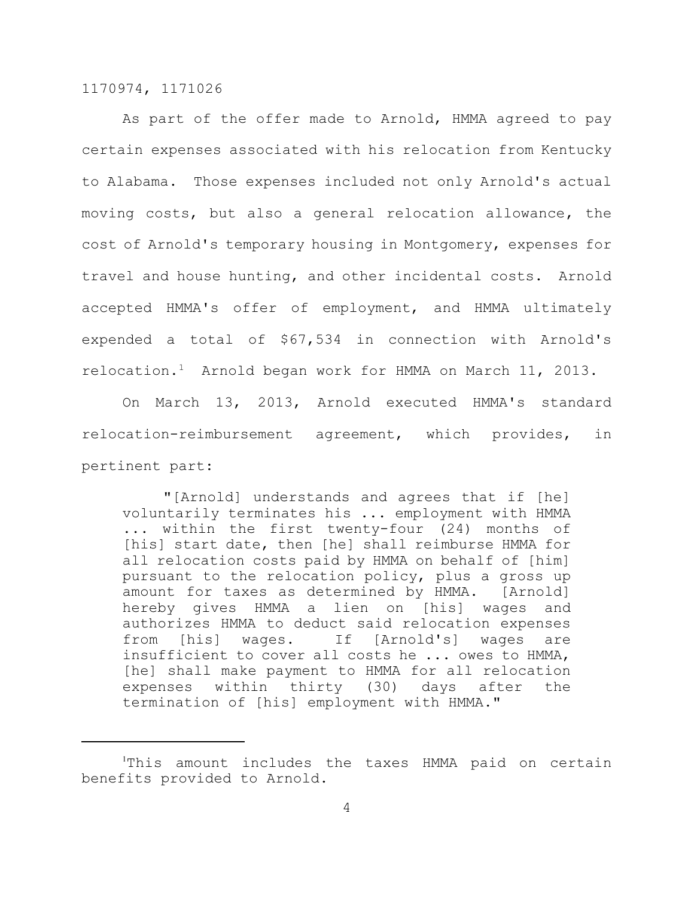As part of the offer made to Arnold, HMMA agreed to pay certain expenses associated with his relocation from Kentucky to Alabama. Those expenses included not only Arnold's actual moving costs, but also a general relocation allowance, the cost of Arnold's temporary housing in Montgomery, expenses for travel and house hunting, and other incidental costs. Arnold accepted HMMA's offer of employment, and HMMA ultimately expended a total of $67,534 in connection with Arnold's relocation.[1] Arnold began work for HMMA on March 11, 2013.

On March 13, 2013, Arnold executed HMMA's standard relocation-reimbursement agreement, which provides, in pertinent part:

> "[Arnold] understands and agrees that if [he] voluntarily terminates his ... employment with HMMA ... within the first twenty-four (24) months of [his] start date, then [he] shall reimburse HMMA for all relocation costs paid by HMMA on behalf of [him] pursuant to the relocation policy, plus a gross up amount for taxes as determined by HMMA. [Arnold] hereby gives HMMA a lien on [his] wages and authorizes HMMA to deduct said relocation expenses from [his] wages. If [Arnold's] wages are insufficient to cover all costs he ... owes to HMMA, [he] shall make payment to HMMA for all relocation expenses within thirty (30) days after the termination of [his] employment with HMMA."

---

[1] This amount includes the taxes HMMA paid on certain benefits provided to Arnold.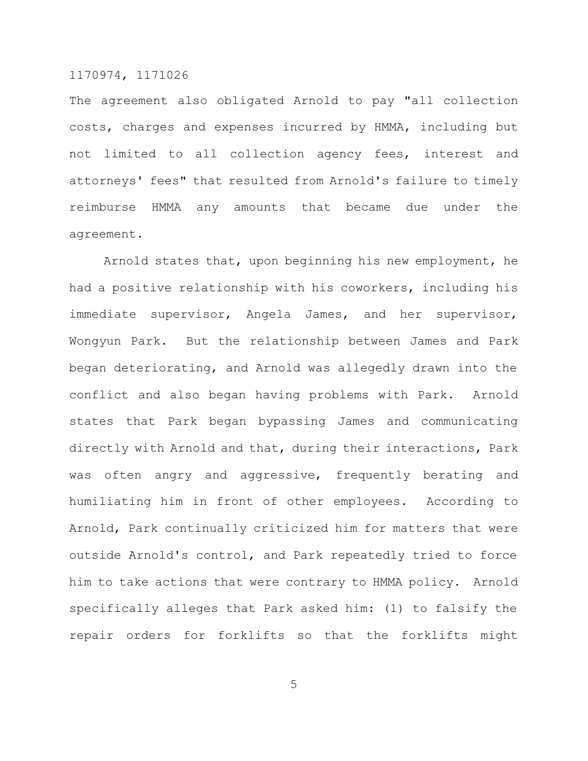The agreement also obligated Arnold to pay "all collection costs, charges and expenses incurred by HMMA, including but not limited to all collection agency fees, interest and attorneys' fees" that resulted from Arnold's failure to timely reimburse HMMA any amounts that became due under the agreement.

Arnold states that, upon beginning his new employment, he had a positive relationship with his coworkers, including his immediate supervisor, Angela James, and her supervisor, Wongyun Park. But the relationship between James and Park began deteriorating, and Arnold was allegedly drawn into the conflict and also began having problems with Park. Arnold states that Park began bypassing James and communicating directly with Arnold and that, during their interactions, Park was often angry and aggressive, frequently berating and humiliating him in front of other employees. According to Arnold, Park continually criticized him for matters that were outside Arnold's control, and Park repeatedly tried to force him to take actions that were contrary to HMMA policy. Arnold specifically alleges that Park asked him: (1) to falsify the repair orders for forklifts so that the forklifts might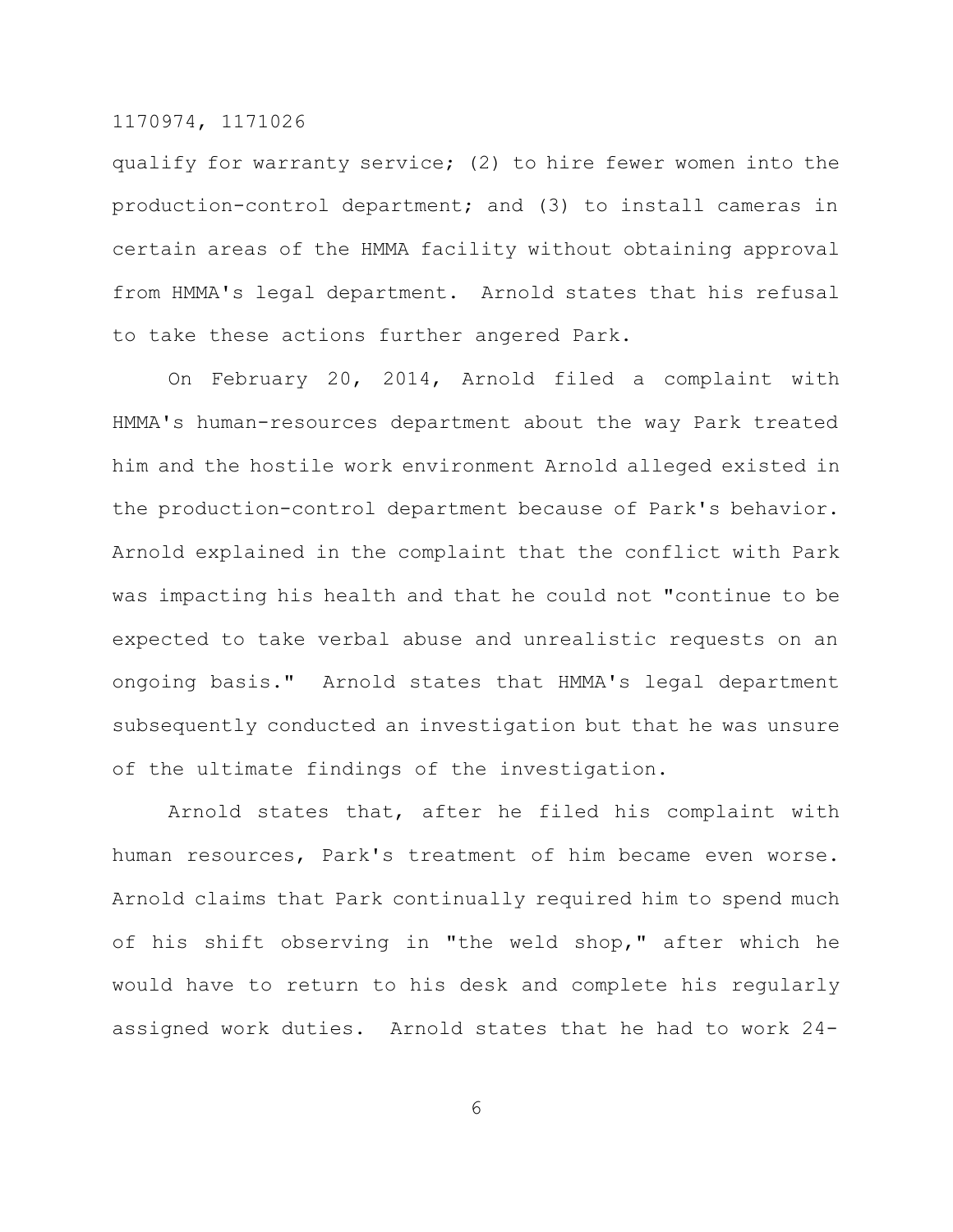qualify for warranty service; (2) to hire fewer women into the production-control department; and (3) to install cameras in certain areas of the HMMA facility without obtaining approval from HMMA's legal department. Arnold states that his refusal to take these actions further angered Park.

On February 20, 2014, Arnold filed a complaint with HMMA's human-resources department about the way Park treated him and the hostile work environment Arnold alleged existed in the production-control department because of Park's behavior. Arnold explained in the complaint that the conflict with Park was impacting his health and that he could not "continue to be expected to take verbal abuse and unrealistic requests on an ongoing basis." Arnold states that HMMA's legal department subsequently conducted an investigation but that he was unsure of the ultimate findings of the investigation.

Arnold states that, after he filed his complaint with human resources, Park's treatment of him became even worse. Arnold claims that Park continually required him to spend much of his shift observing in "the weld shop," after which he would have to return to his desk and complete his regularly assigned work duties. Arnold states that he had to work 24-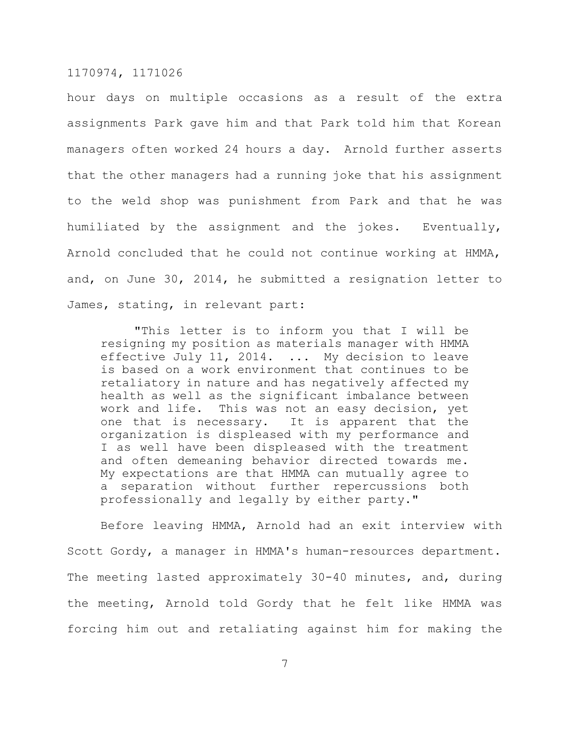hour days on multiple occasions as a result of the extra assignments Park gave him and that Park told him that Korean managers often worked 24 hours a day. Arnold further asserts that the other managers had a running joke that his assignment to the weld shop was punishment from Park and that he was humiliated by the assignment and the jokes. Eventually, Arnold concluded that he could not continue working at HMMA, and, on June 30, 2014, he submitted a resignation letter to James, stating, in relevant part:

> "This letter is to inform you that I will be resigning my position as materials manager with HMMA effective July 11, 2014. ... My decision to leave is based on a work environment that continues to be retaliatory in nature and has negatively affected my health as well as the significant imbalance between work and life. This was not an easy decision, yet one that is necessary. It is apparent that the organization is displeased with my performance and I as well have been displeased with the treatment and often demeaning behavior directed towards me. My expectations are that HMMA can mutually agree to a separation without further repercussions both professionally and legally by either party."

Before leaving HMMA, Arnold had an exit interview with Scott Gordy, a manager in HMMA's human-resources department. The meeting lasted approximately 30-40 minutes, and, during the meeting, Arnold told Gordy that he felt like HMMA was forcing him out and retaliating against him for making the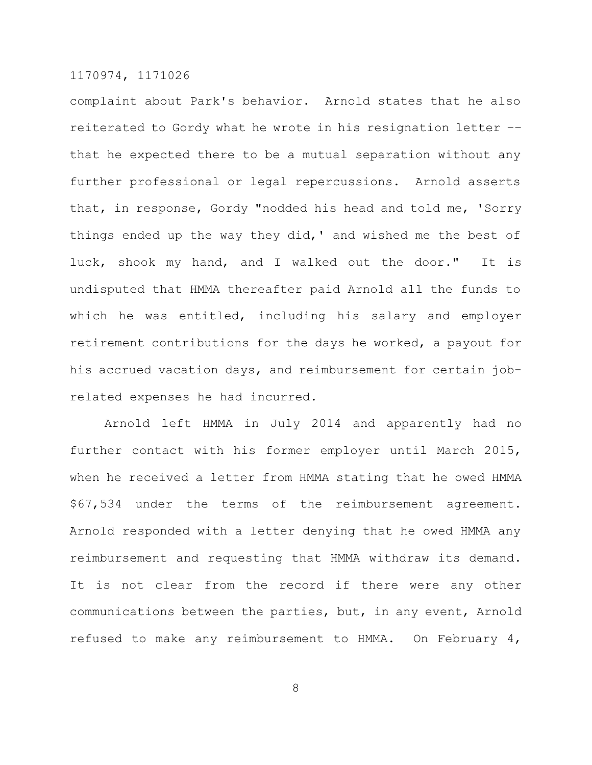complaint about Park's behavior. Arnold states that he also reiterated to Gordy what he wrote in his resignation letter -- that he expected there to be a mutual separation without any further professional or legal repercussions. Arnold asserts that, in response, Gordy "nodded his head and told me, 'Sorry things ended up the way they did,' and wished me the best of luck, shook my hand, and I walked out the door." It is undisputed that HMMA thereafter paid Arnold all the funds to which he was entitled, including his salary and employer retirement contributions for the days he worked, a payout for his accrued vacation days, and reimbursement for certain job-related expenses he had incurred.

Arnold left HMMA in July 2014 and apparently had no further contact with his former employer until March 2015, when he received a letter from HMMA stating that he owed HMMA $67,534 under the terms of the reimbursement agreement. Arnold responded with a letter denying that he owed HMMA any reimbursement and requesting that HMMA withdraw its demand. It is not clear from the record if there were any other communications between the parties, but, in any event, Arnold refused to make any reimbursement to HMMA. On February 4,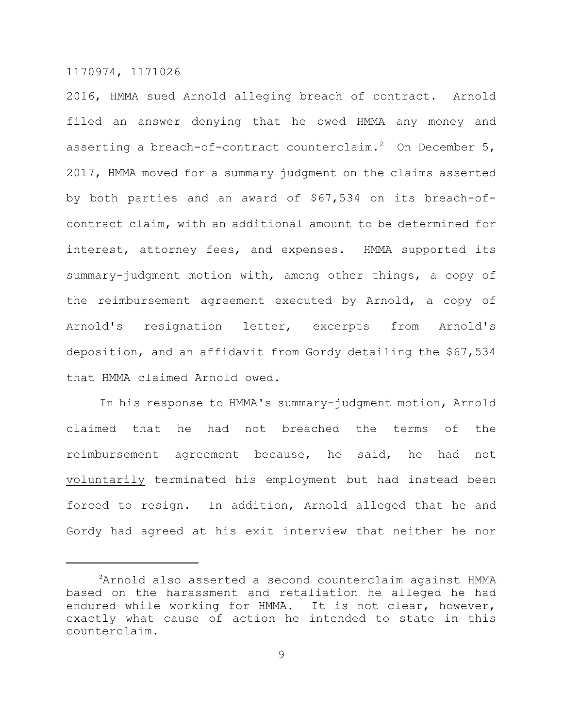2016, HMMA sued Arnold alleging breach of contract. Arnold filed an answer denying that he owed HMMA any money and asserting a breach-of-contract counterclaim.[2] On December 5, 2017, HMMA moved for a summary judgment on the claims asserted by both parties and an award of $67,534 on its breach-of-contract claim, with an additional amount to be determined for interest, attorney fees, and expenses. HMMA supported its summary-judgment motion with, among other things, a copy of the reimbursement agreement executed by Arnold, a copy of Arnold's resignation letter, excerpts from Arnold's deposition, and an affidavit from Gordy detailing the $67,534 that HMMA claimed Arnold owed.

In his response to HMMA's summary-judgment motion, Arnold claimed that he had not breached the terms of the reimbursement agreement because, he said, he had not <u>voluntarily</u> terminated his employment but had instead been forced to resign. In addition, Arnold alleged that he and Gordy had agreed at his exit interview that neither he nor

---

[2]Arnold also asserted a second counterclaim against HMMA based on the harassment and retaliation he alleged he had endured while working for HMMA. It is not clear, however, exactly what cause of action he intended to state in this counterclaim.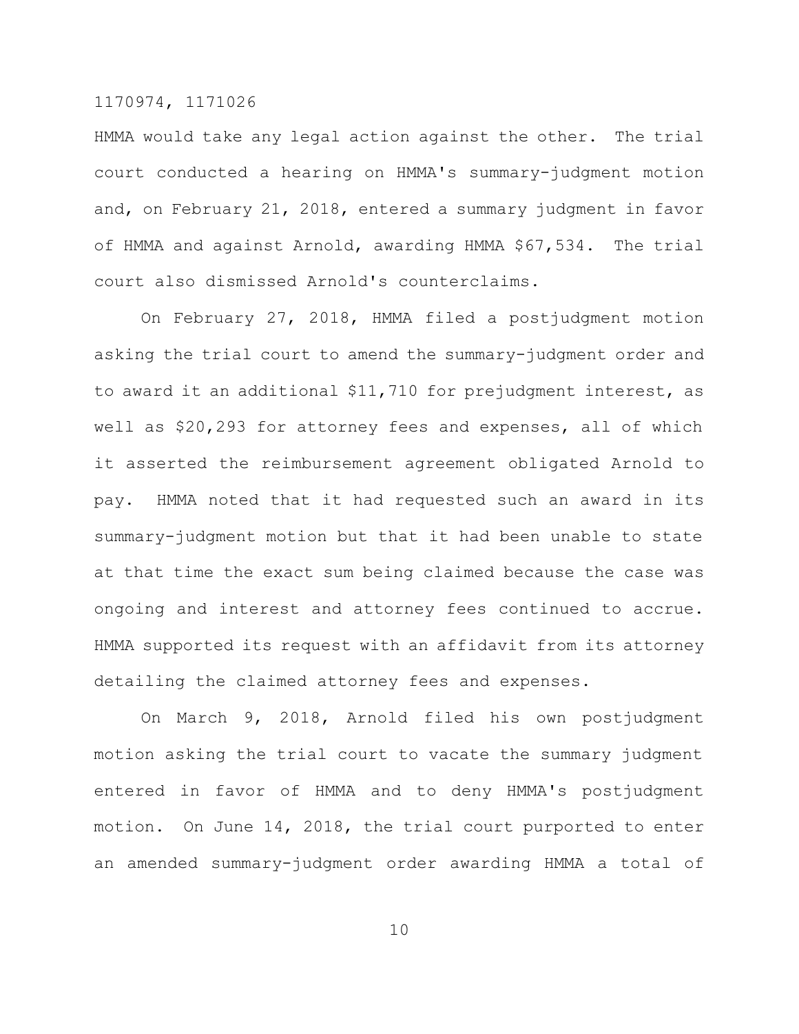HMMA would take any legal action against the other. The trial court conducted a hearing on HMMA's summary-judgment motion and, on February 21, 2018, entered a summary judgment in favor of HMMA and against Arnold, awarding HMMA $67,534. The trial court also dismissed Arnold's counterclaims.

On February 27, 2018, HMMA filed a postjudgment motion asking the trial court to amend the summary-judgment order and to award it an additional $11,710 for prejudgment interest, as well as $20,293 for attorney fees and expenses, all of which it asserted the reimbursement agreement obligated Arnold to pay. HMMA noted that it had requested such an award in its summary-judgment motion but that it had been unable to state at that time the exact sum being claimed because the case was ongoing and interest and attorney fees continued to accrue. HMMA supported its request with an affidavit from its attorney detailing the claimed attorney fees and expenses.

On March 9, 2018, Arnold filed his own postjudgment motion asking the trial court to vacate the summary judgment entered in favor of HMMA and to deny HMMA's postjudgment motion. On June 14, 2018, the trial court purported to enter an amended summary-judgment order awarding HMMA a total of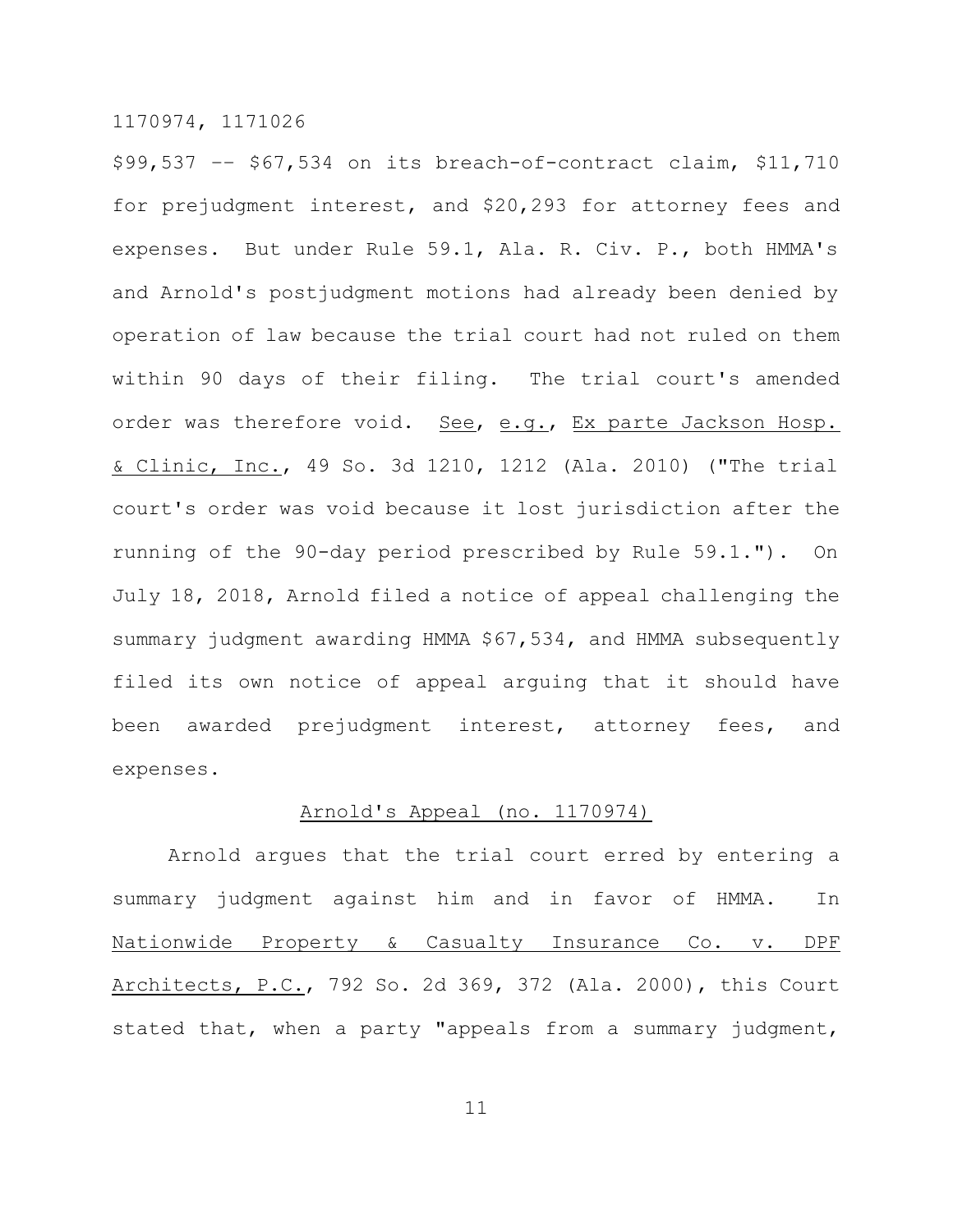$99,537 -- $67,534 on its breach-of-contract claim, $11,710 for prejudgment interest, and $20,293 for attorney fees and expenses. But under Rule 59.1, Ala. R. Civ. P., both HMMA's and Arnold's postjudgment motions had already been denied by operation of law because the trial court had not ruled on them within 90 days of their filing. The trial court's amended order was therefore void. See, e.g., Ex parte Jackson Hosp. & Clinic, Inc., 49 So. 3d 1210, 1212 (Ala. 2010) ("The trial court's order was void because it lost jurisdiction after the running of the 90-day period prescribed by Rule 59.1."). On July 18, 2018, Arnold filed a notice of appeal challenging the summary judgment awarding HMMA $67,534, and HMMA subsequently filed its own notice of appeal arguing that it should have been awarded prejudgment interest, attorney fees, and expenses.

## Arnold's Appeal (no. 1170974)

Arnold argues that the trial court erred by entering a summary judgment against him and in favor of HMMA. In Nationwide Property & Casualty Insurance Co. v. DPF Architects, P.C., 792 So. 2d 369, 372 (Ala. 2000), this Court stated that, when a party "appeals from a summary judgment,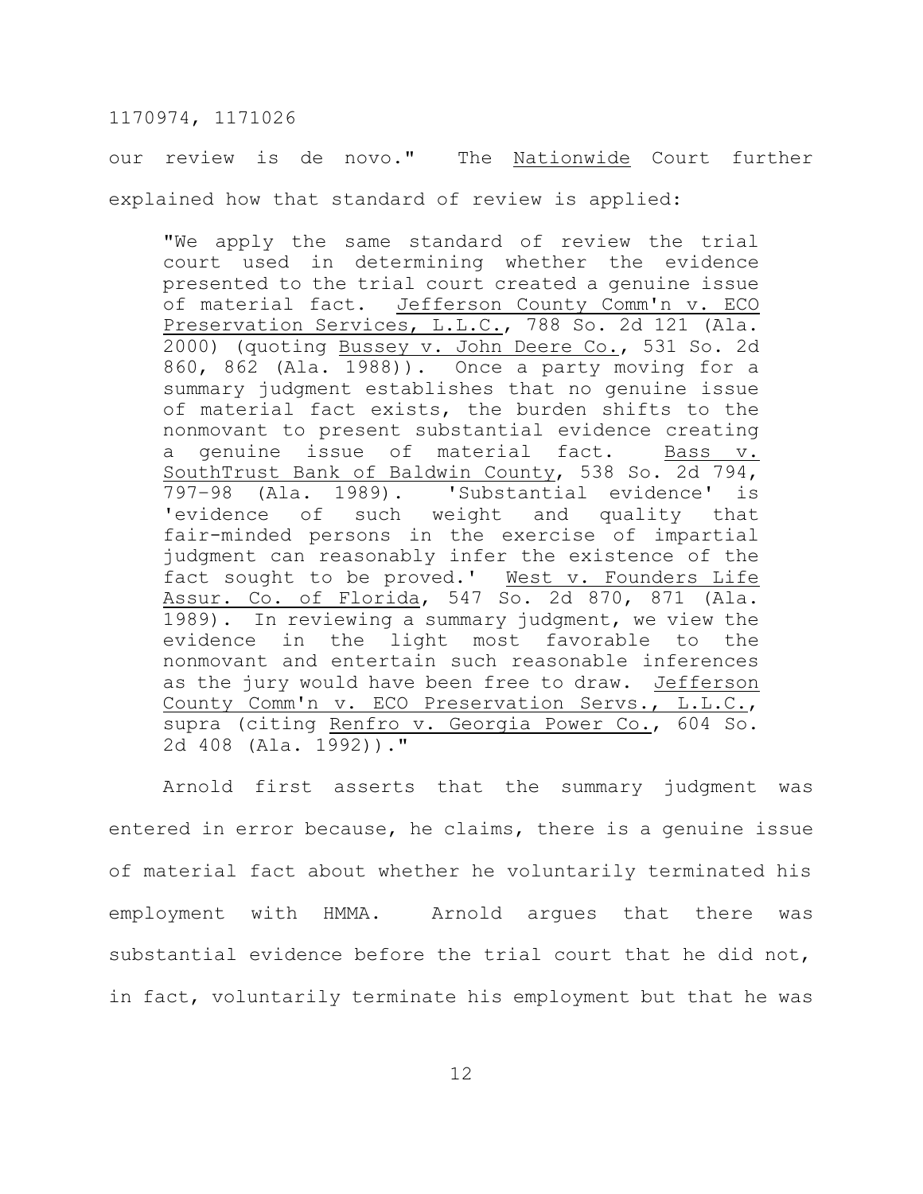our review is de novo." The _Nationwide_ Court further explained how that standard of review is applied:

> "We apply the same standard of review the trial court used in determining whether the evidence presented to the trial court created a genuine issue of material fact. _Jefferson County Comm'n v. ECO Preservation Services, L.L.C._, 788 So. 2d 121 (Ala. 2000) (quoting _Bussey v. John Deere Co._, 531 So. 2d 860, 862 (Ala. 1988)). Once a party moving for a summary judgment establishes that no genuine issue of material fact exists, the burden shifts to the nonmovant to present substantial evidence creating a genuine issue of material fact. _Bass v. SouthTrust Bank of Baldwin County_, 538 So. 2d 794, 797-98 (Ala. 1989). 'Substantial evidence' is 'evidence of such weight and quality that fair-minded persons in the exercise of impartial judgment can reasonably infer the existence of the fact sought to be proved.' _West v. Founders Life Assur. Co. of Florida_, 547 So. 2d 870, 871 (Ala. 1989). In reviewing a summary judgment, we view the evidence in the light most favorable to the nonmovant and entertain such reasonable inferences as the jury would have been free to draw. _Jefferson County Comm'n v. ECO Preservation Servs., L.L.C._, supra (citing _Renfro v. Georgia Power Co._, 604 So. 2d 408 (Ala. 1992))."

Arnold first asserts that the summary judgment was entered in error because, he claims, there is a genuine issue of material fact about whether he voluntarily terminated his employment with HMMA. Arnold argues that there was substantial evidence before the trial court that he did not, in fact, voluntarily terminate his employment but that he was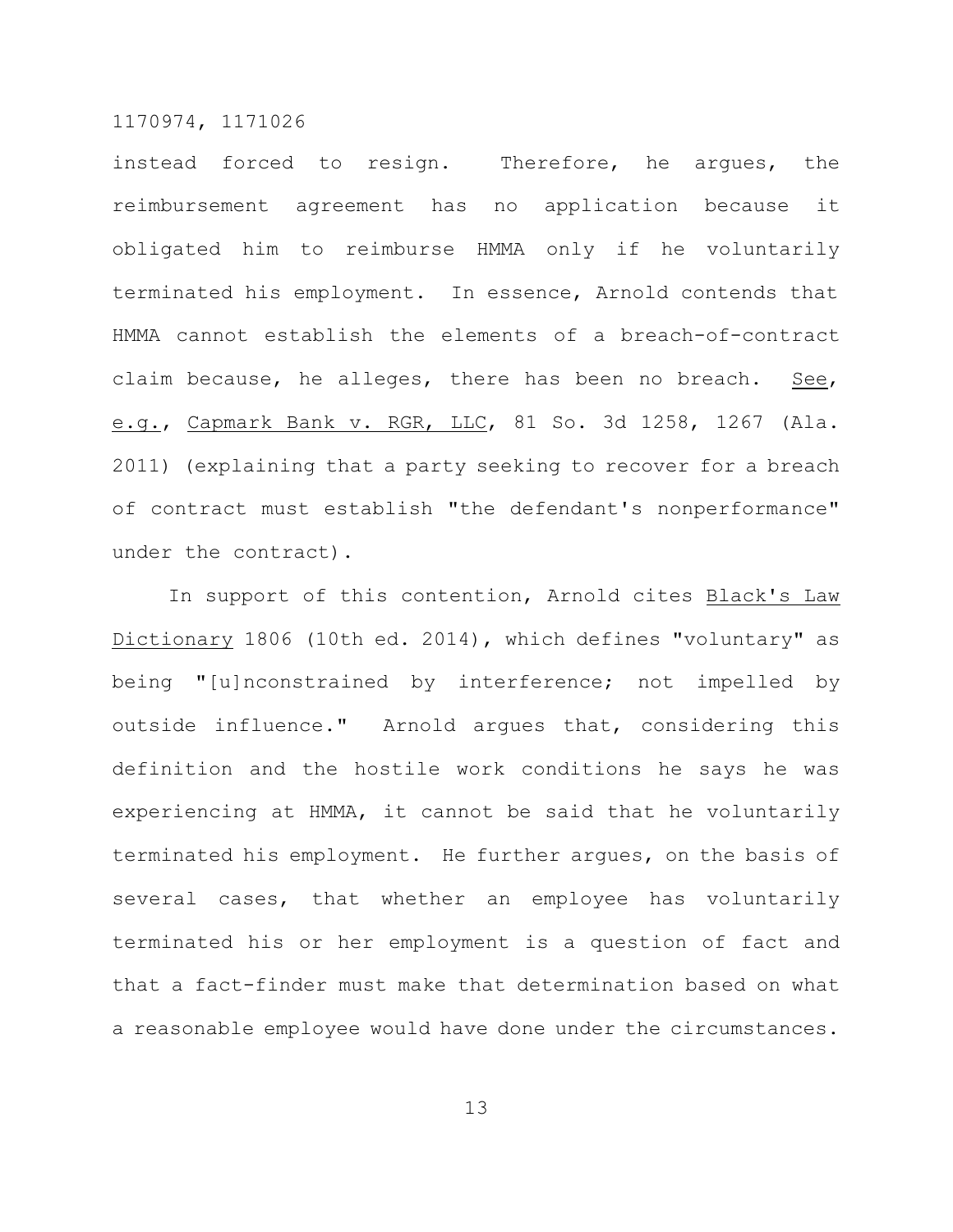instead forced to resign. Therefore, he argues, the reimbursement agreement has no application because it obligated him to reimburse HMMA only if he voluntarily terminated his employment. In essence, Arnold contends that HMMA cannot establish the elements of a breach-of-contract claim because, he alleges, there has been no breach. See, e.g., Capmark Bank v. RGR, LLC, 81 So. 3d 1258, 1267 (Ala. 2011) (explaining that a party seeking to recover for a breach of contract must establish "the defendant's nonperformance" under the contract).

In support of this contention, Arnold cites Black's Law Dictionary 1806 (10th ed. 2014), which defines "voluntary" as being "[u]nconstrained by interference; not impelled by outside influence." Arnold argues that, considering this definition and the hostile work conditions he says he was experiencing at HMMA, it cannot be said that he voluntarily terminated his employment. He further argues, on the basis of several cases, that whether an employee has voluntarily terminated his or her employment is a question of fact and that a fact-finder must make that determination based on what a reasonable employee would have done under the circumstances.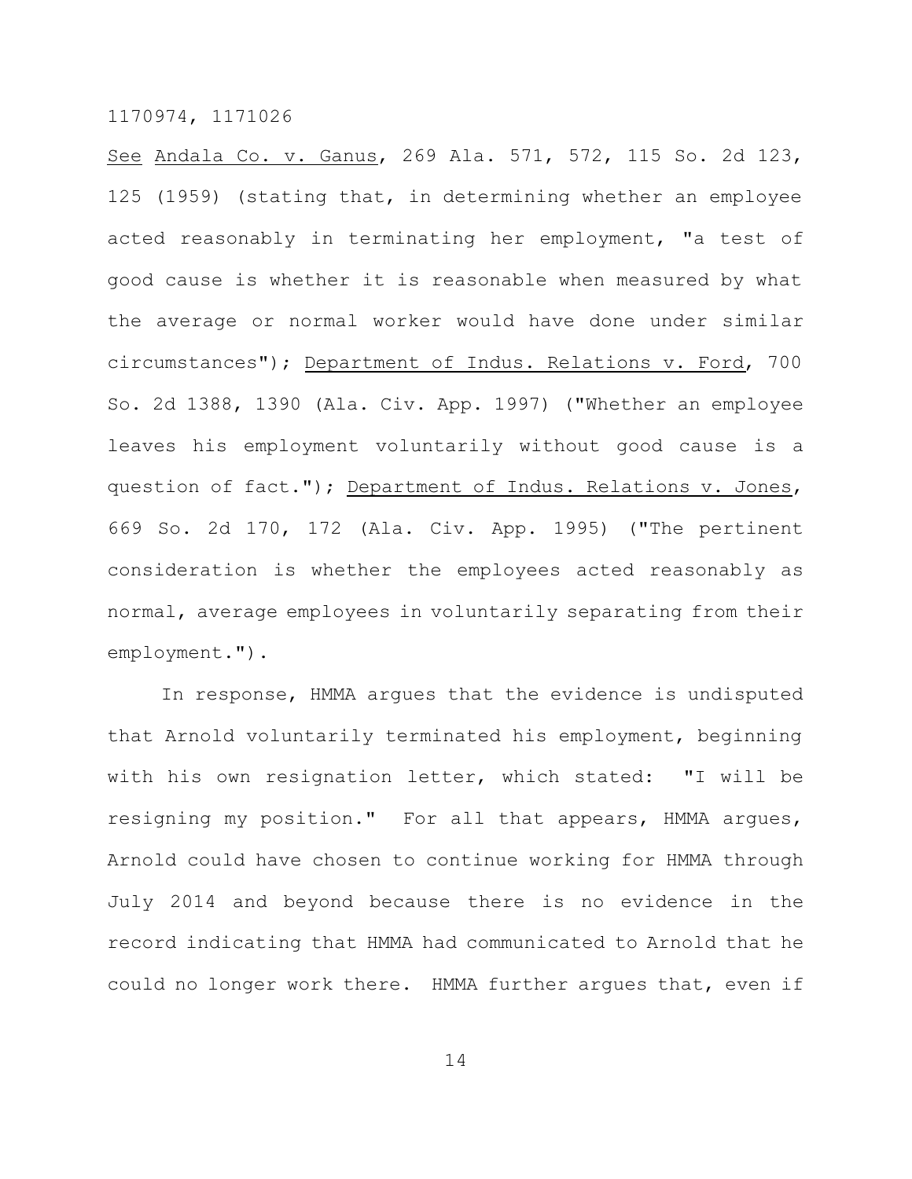See Andala Co. v. Ganus, 269 Ala. 571, 572, 115 So. 2d 123, 125 (1959) (stating that, in determining whether an employee acted reasonably in terminating her employment, "a test of good cause is whether it is reasonable when measured by what the average or normal worker would have done under similar circumstances"); Department of Indus. Relations v. Ford, 700 So. 2d 1388, 1390 (Ala. Civ. App. 1997) ("Whether an employee leaves his employment voluntarily without good cause is a question of fact."); Department of Indus. Relations v. Jones, 669 So. 2d 170, 172 (Ala. Civ. App. 1995) ("The pertinent consideration is whether the employees acted reasonably as normal, average employees in voluntarily separating from their employment.").

In response, HMMA argues that the evidence is undisputed that Arnold voluntarily terminated his employment, beginning with his own resignation letter, which stated: "I will be resigning my position." For all that appears, HMMA argues, Arnold could have chosen to continue working for HMMA through July 2014 and beyond because there is no evidence in the record indicating that HMMA had communicated to Arnold that he could no longer work there. HMMA further argues that, even if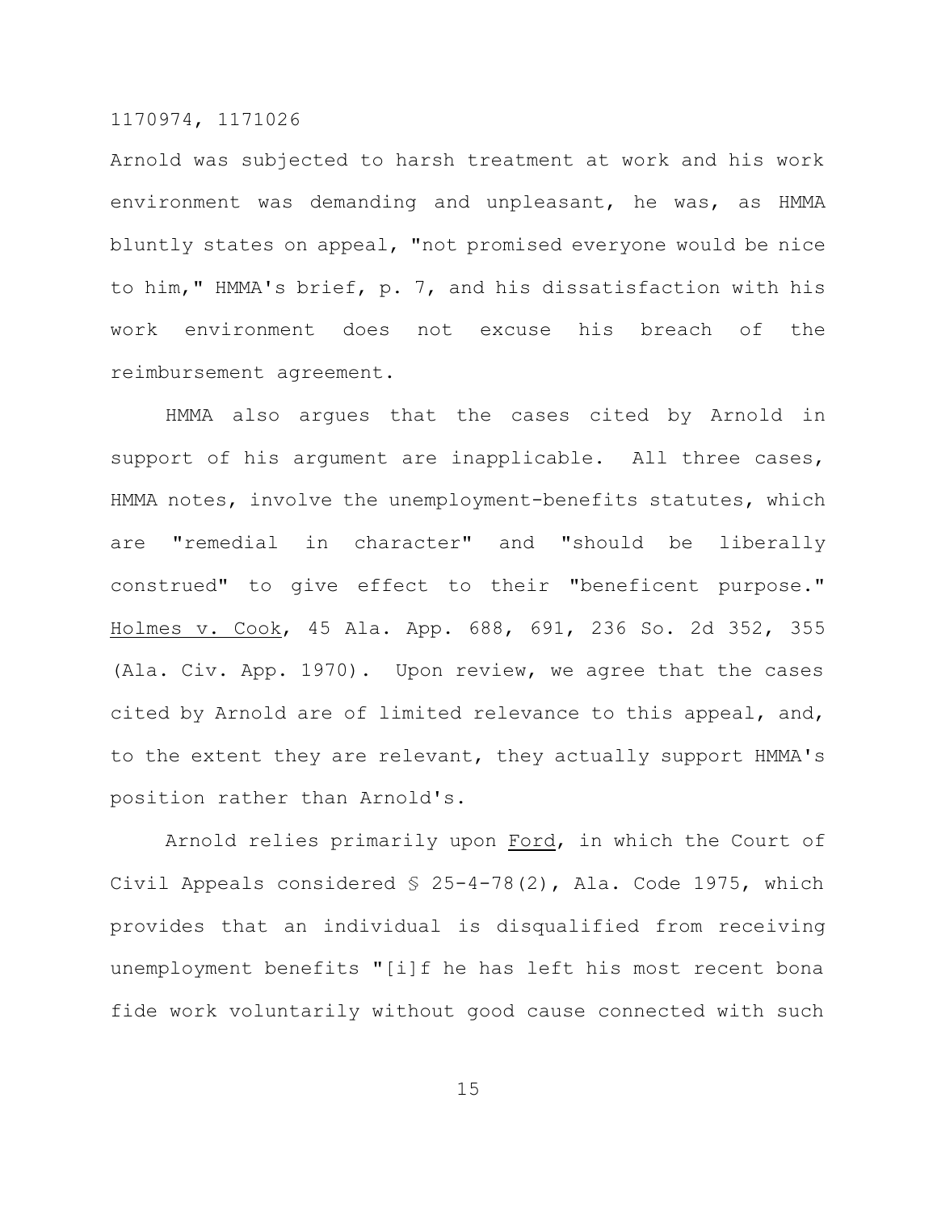Arnold was subjected to harsh treatment at work and his work environment was demanding and unpleasant, he was, as HMMA bluntly states on appeal, "not promised everyone would be nice to him," HMMA's brief, p. 7, and his dissatisfaction with his work environment does not excuse his breach of the reimbursement agreement.

HMMA also argues that the cases cited by Arnold in support of his argument are inapplicable. All three cases, HMMA notes, involve the unemployment-benefits statutes, which are "remedial in character" and "should be liberally construed" to give effect to their "beneficent purpose." Holmes v. Cook, 45 Ala. App. 688, 691, 236 So. 2d 352, 355 (Ala. Civ. App. 1970). Upon review, we agree that the cases cited by Arnold are of limited relevance to this appeal, and, to the extent they are relevant, they actually support HMMA's position rather than Arnold's.

Arnold relies primarily upon Ford, in which the Court of Civil Appeals considered § 25-4-78(2), Ala. Code 1975, which provides that an individual is disqualified from receiving unemployment benefits "[i]f he has left his most recent bona fide work voluntarily without good cause connected with such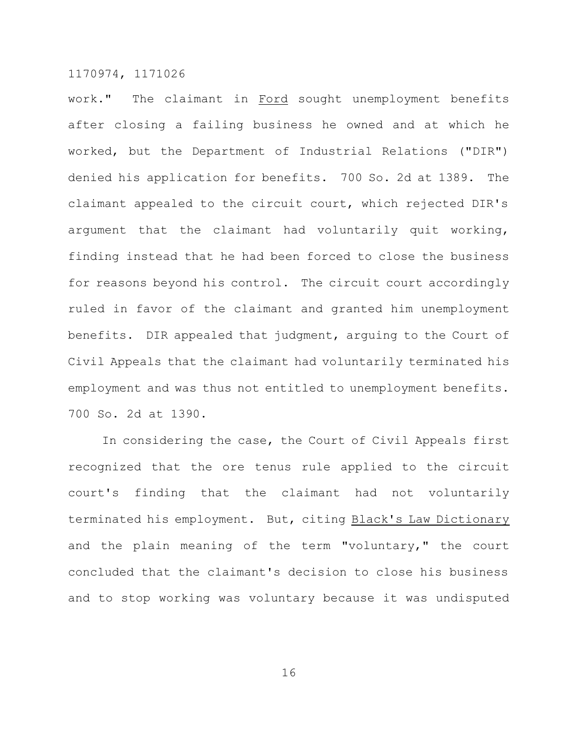work." The claimant in _Ford_ sought unemployment benefits after closing a failing business he owned and at which he worked, but the Department of Industrial Relations ("DIR") denied his application for benefits. 700 So. 2d at 1389. The claimant appealed to the circuit court, which rejected DIR's argument that the claimant had voluntarily quit working, finding instead that he had been forced to close the business for reasons beyond his control. The circuit court accordingly ruled in favor of the claimant and granted him unemployment benefits. DIR appealed that judgment, arguing to the Court of Civil Appeals that the claimant had voluntarily terminated his employment and was thus not entitled to unemployment benefits. 700 So. 2d at 1390.

In considering the case, the Court of Civil Appeals first recognized that the ore tenus rule applied to the circuit court's finding that the claimant had not voluntarily terminated his employment. But, citing _Black's Law Dictionary_ and the plain meaning of the term "voluntary," the court concluded that the claimant's decision to close his business and to stop working was voluntary because it was undisputed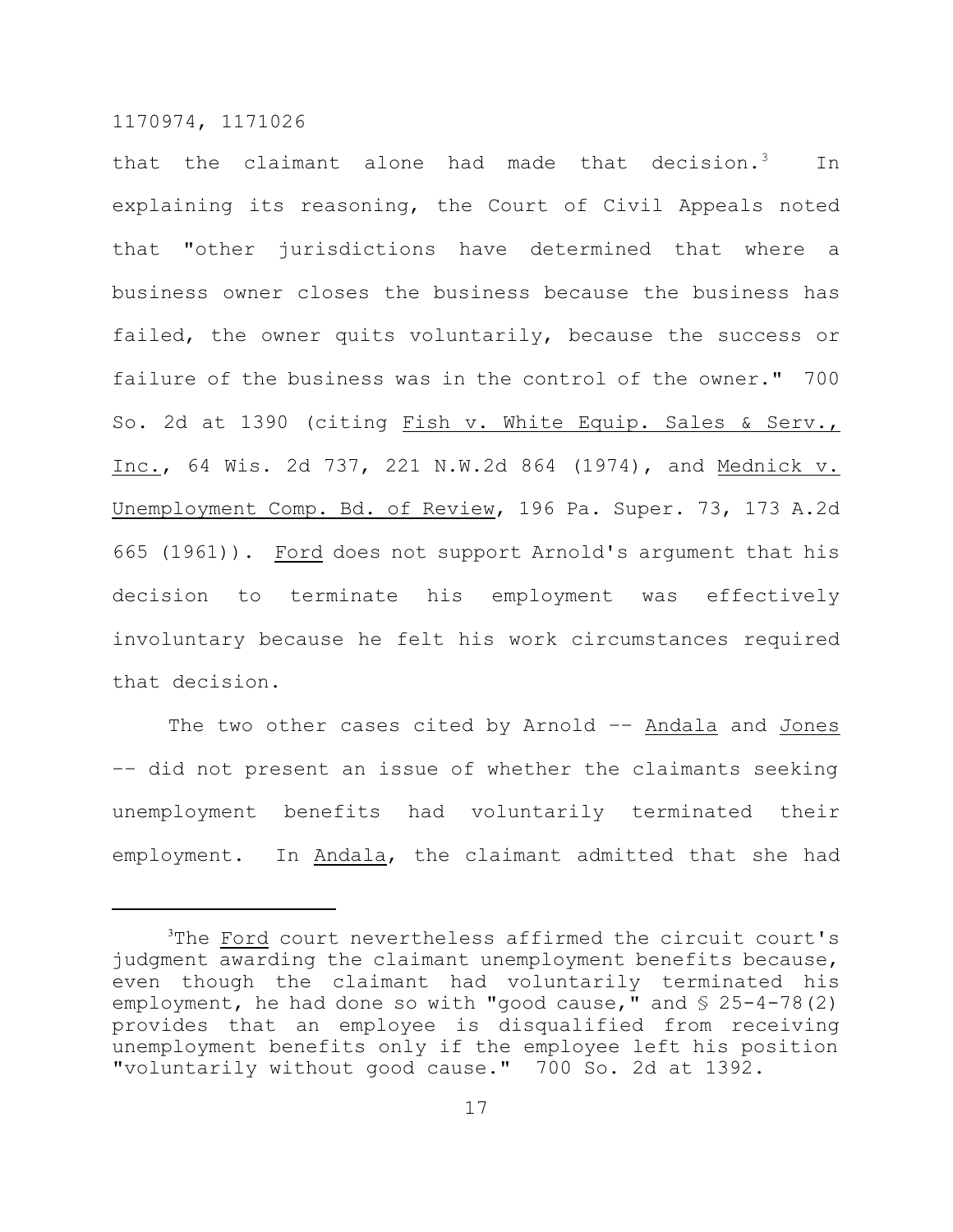that the claimant alone had made that decision.[3] In explaining its reasoning, the Court of Civil Appeals noted that "other jurisdictions have determined that where a business owner closes the business because the business has failed, the owner quits voluntarily, because the success or failure of the business was in the control of the owner." 700 So. 2d at 1390 (citing Fish v. White Equip. Sales & Serv., Inc., 64 Wis. 2d 737, 221 N.W.2d 864 (1974), and Mednick v. Unemployment Comp. Bd. of Review, 196 Pa. Super. 73, 173 A.2d 665 (1961)). Ford does not support Arnold's argument that his decision to terminate his employment was effectively involuntary because he felt his work circumstances required that decision.

The two other cases cited by Arnold -- Andala and Jones -- did not present an issue of whether the claimants seeking unemployment benefits had voluntarily terminated their employment. In Andala, the claimant admitted that she had

---

[3]The Ford court nevertheless affirmed the circuit court's judgment awarding the claimant unemployment benefits because, even though the claimant had voluntarily terminated his employment, he had done so with "good cause," and § 25-4-78(2) provides that an employee is disqualified from receiving unemployment benefits only if the employee left his position "voluntarily without good cause." 700 So. 2d at 1392.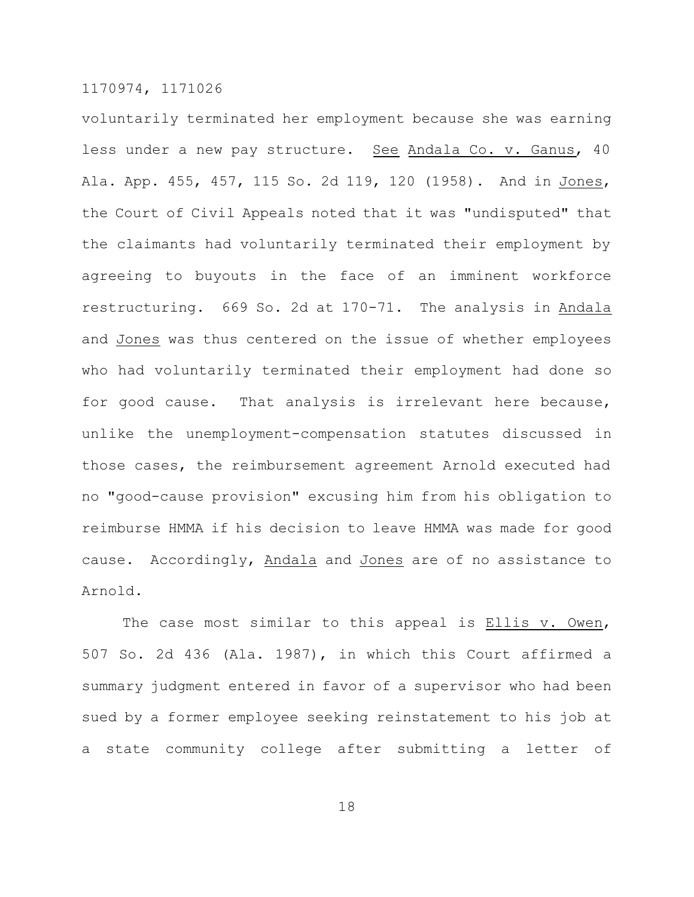voluntarily terminated her employment because she was earning less under a new pay structure. See Andala Co. v. Ganus, 40 Ala. App. 455, 457, 115 So. 2d 119, 120 (1958). And in Jones, the Court of Civil Appeals noted that it was "undisputed" that the claimants had voluntarily terminated their employment by agreeing to buyouts in the face of an imminent workforce restructuring. 669 So. 2d at 170-71. The analysis in Andala and Jones was thus centered on the issue of whether employees who had voluntarily terminated their employment had done so for good cause. That analysis is irrelevant here because, unlike the unemployment-compensation statutes discussed in those cases, the reimbursement agreement Arnold executed had no "good-cause provision" excusing him from his obligation to reimburse HMMA if his decision to leave HMMA was made for good cause. Accordingly, Andala and Jones are of no assistance to Arnold.

The case most similar to this appeal is Ellis v. Owen, 507 So. 2d 436 (Ala. 1987), in which this Court affirmed a summary judgment entered in favor of a supervisor who had been sued by a former employee seeking reinstatement to his job at a state community college after submitting a letter of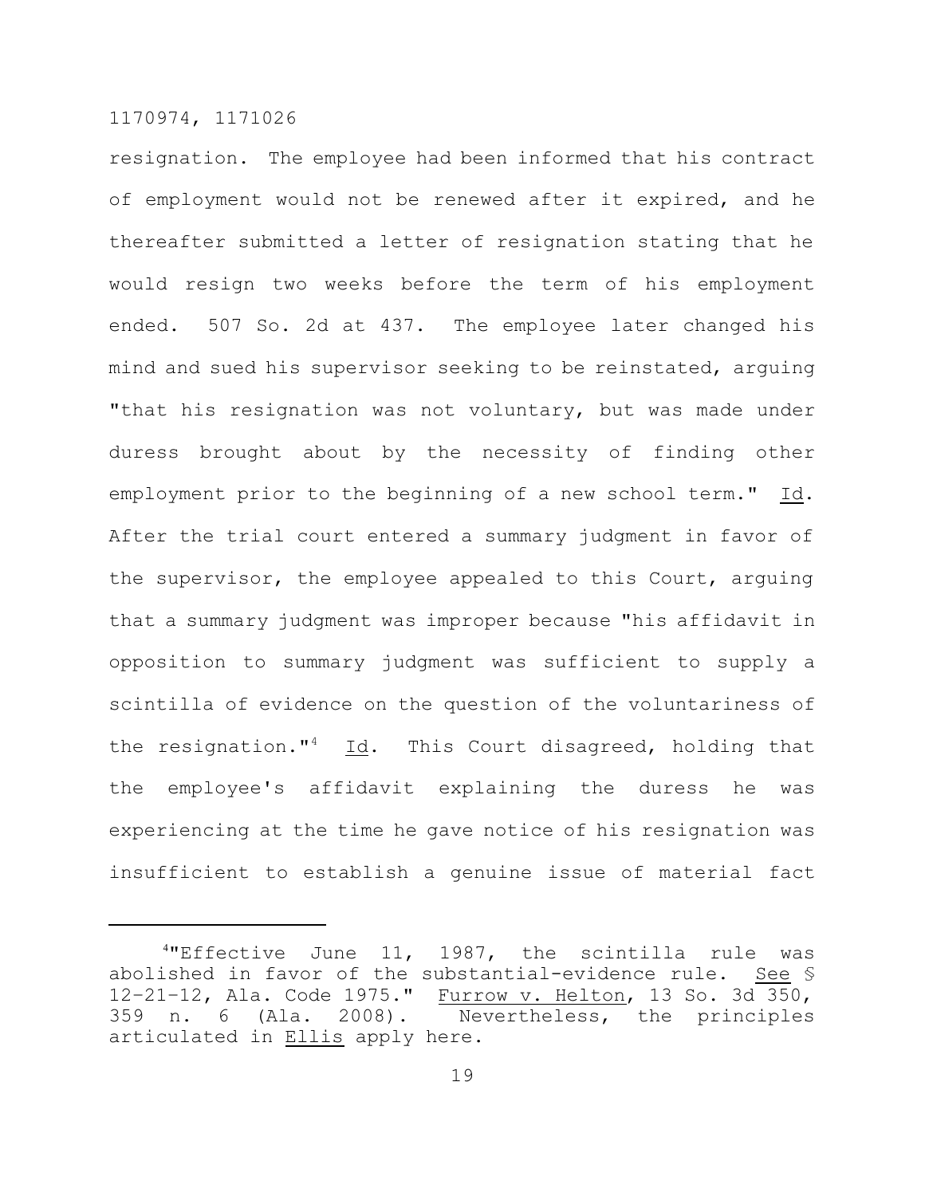resignation. The employee had been informed that his contract of employment would not be renewed after it expired, and he thereafter submitted a letter of resignation stating that he would resign two weeks before the term of his employment ended. 507 So. 2d at 437. The employee later changed his mind and sued his supervisor seeking to be reinstated, arguing "that his resignation was not voluntary, but was made under duress brought about by the necessity of finding other employment prior to the beginning of a new school term." Id. After the trial court entered a summary judgment in favor of the supervisor, the employee appealed to this Court, arguing that a summary judgment was improper because "his affidavit in opposition to summary judgment was sufficient to supply a scintilla of evidence on the question of the voluntariness of the resignation."[4] Id. This Court disagreed, holding that the employee's affidavit explaining the duress he was experiencing at the time he gave notice of his resignation was insufficient to establish a genuine issue of material fact

---

[4]"Effective June 11, 1987, the scintilla rule was abolished in favor of the substantial-evidence rule. See § 12-21-12, Ala. Code 1975." Furrow v. Helton, 13 So. 3d 350, 359 n. 6 (Ala. 2008). Nevertheless, the principles articulated in Ellis apply here.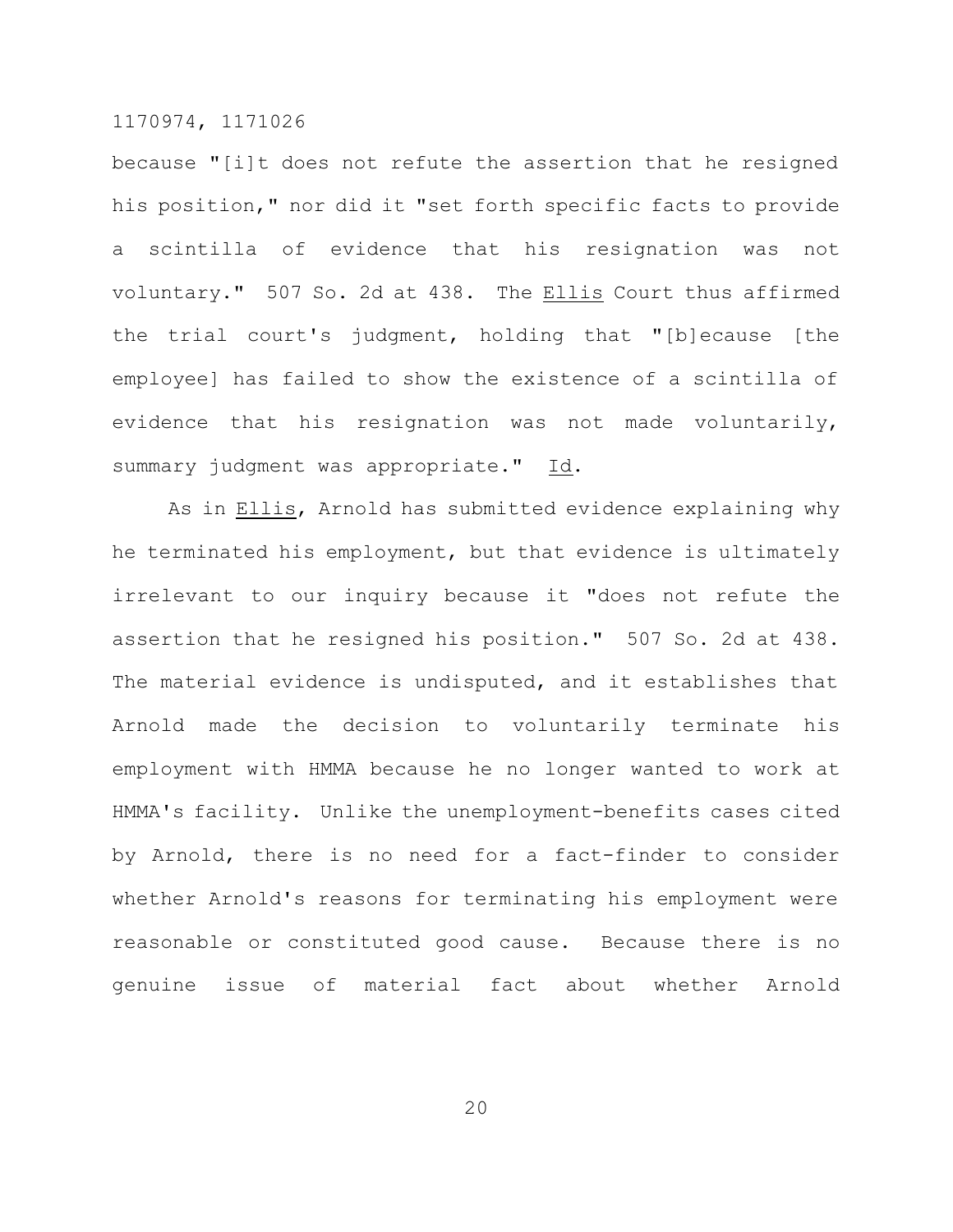because "[i]t does not refute the assertion that he resigned his position," nor did it "set forth specific facts to provide a scintilla of evidence that his resignation was not voluntary." 507 So. 2d at 438. The _Ellis_ Court thus affirmed the trial court's judgment, holding that "[b]ecause [the employee] has failed to show the existence of a scintilla of evidence that his resignation was not made voluntarily, summary judgment was appropriate." _Id_.

As in _Ellis_, Arnold has submitted evidence explaining why he terminated his employment, but that evidence is ultimately irrelevant to our inquiry because it "does not refute the assertion that he resigned his position." 507 So. 2d at 438. The material evidence is undisputed, and it establishes that Arnold made the decision to voluntarily terminate his employment with HMMA because he no longer wanted to work at HMMA's facility. Unlike the unemployment-benefits cases cited by Arnold, there is no need for a fact-finder to consider whether Arnold's reasons for terminating his employment were reasonable or constituted good cause. Because there is no genuine issue of material fact about whether Arnold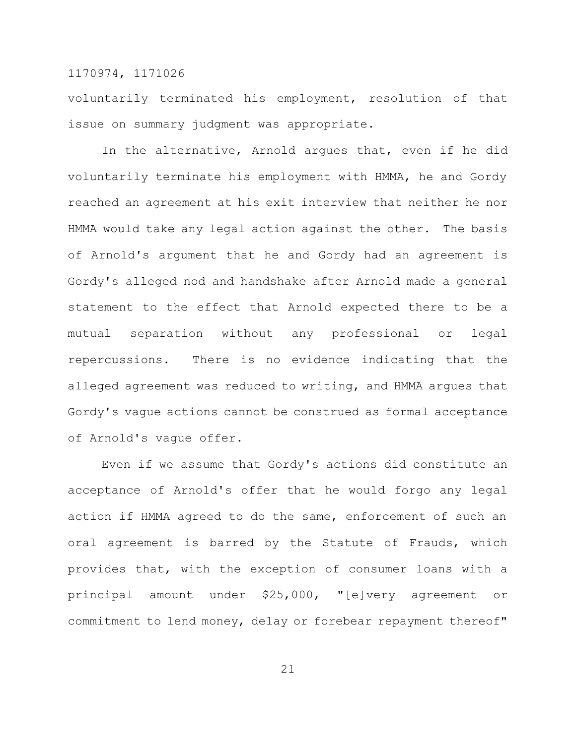voluntarily terminated his employment, resolution of that issue on summary judgment was appropriate.

In the alternative, Arnold argues that, even if he did voluntarily terminate his employment with HMMA, he and Gordy reached an agreement at his exit interview that neither he nor HMMA would take any legal action against the other. The basis of Arnold's argument that he and Gordy had an agreement is Gordy's alleged nod and handshake after Arnold made a general statement to the effect that Arnold expected there to be a mutual separation without any professional or legal repercussions. There is no evidence indicating that the alleged agreement was reduced to writing, and HMMA argues that Gordy's vague actions cannot be construed as formal acceptance of Arnold's vague offer.

Even if we assume that Gordy's actions did constitute an acceptance of Arnold's offer that he would forgo any legal action if HMMA agreed to do the same, enforcement of such an oral agreement is barred by the Statute of Frauds, which provides that, with the exception of consumer loans with a principal amount under $25,000, "[e]very agreement or commitment to lend money, delay or forebear repayment thereof"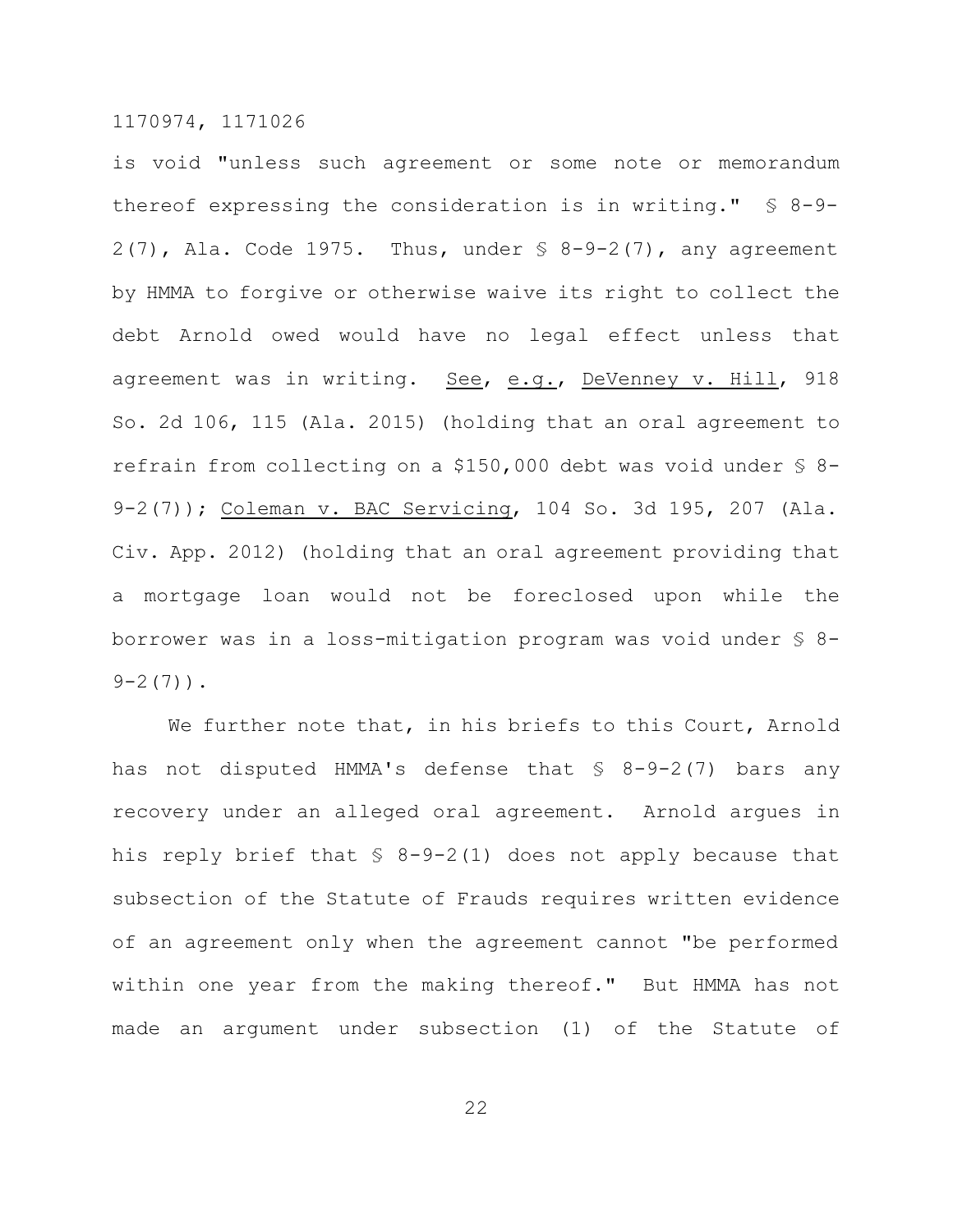is void "unless such agreement or some note or memorandum thereof expressing the consideration is in writing." § 8-9-2(7), Ala. Code 1975. Thus, under § 8-9-2(7), any agreement by HMMA to forgive or otherwise waive its right to collect the debt Arnold owed would have no legal effect unless that agreement was in writing. See, e.g., DeVenney v. Hill, 918 So. 2d 106, 115 (Ala. 2015) (holding that an oral agreement to refrain from collecting on a $150,000 debt was void under § 8-9-2(7)); Coleman v. BAC Servicing, 104 So. 3d 195, 207 (Ala. Civ. App. 2012) (holding that an oral agreement providing that a mortgage loan would not be foreclosed upon while the borrower was in a loss-mitigation program was void under § 8-9-2(7)).

We further note that, in his briefs to this Court, Arnold has not disputed HMMA's defense that § 8-9-2(7) bars any recovery under an alleged oral agreement. Arnold argues in his reply brief that § 8-9-2(1) does not apply because that subsection of the Statute of Frauds requires written evidence of an agreement only when the agreement cannot "be performed within one year from the making thereof." But HMMA has not made an argument under subsection (1) of the Statute of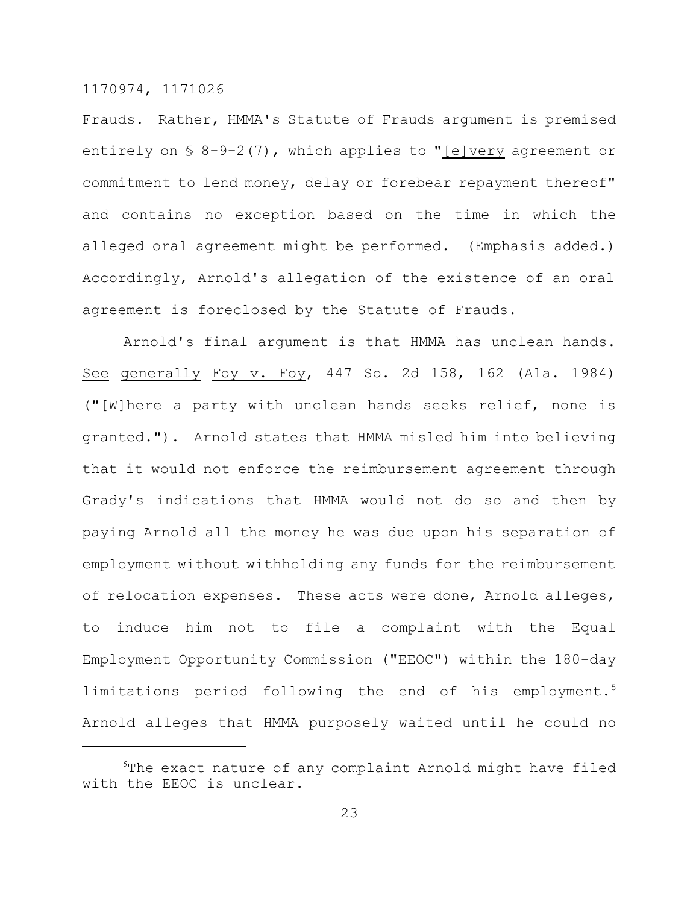Frauds. Rather, HMMA's Statute of Frauds argument is premised entirely on § 8-9-2(7), which applies to "_[e]very_ agreement or commitment to lend money, delay or forebear repayment thereof" and contains no exception based on the time in which the alleged oral agreement might be performed. (Emphasis added.) Accordingly, Arnold's allegation of the existence of an oral agreement is foreclosed by the Statute of Frauds.

Arnold's final argument is that HMMA has unclean hands. _See generally_ _Foy v. Foy_, 447 So. 2d 158, 162 (Ala. 1984) ("[W]here a party with unclean hands seeks relief, none is granted."). Arnold states that HMMA misled him into believing that it would not enforce the reimbursement agreement through Grady's indications that HMMA would not do so and then by paying Arnold all the money he was due upon his separation of employment without withholding any funds for the reimbursement of relocation expenses. These acts were done, Arnold alleges, to induce him not to file a complaint with the Equal Employment Opportunity Commission ("EEOC") within the 180-day limitations period following the end of his employment.[5] Arnold alleges that HMMA purposely waited until he could no

[5]The exact nature of any complaint Arnold might have filed with the EEOC is unclear.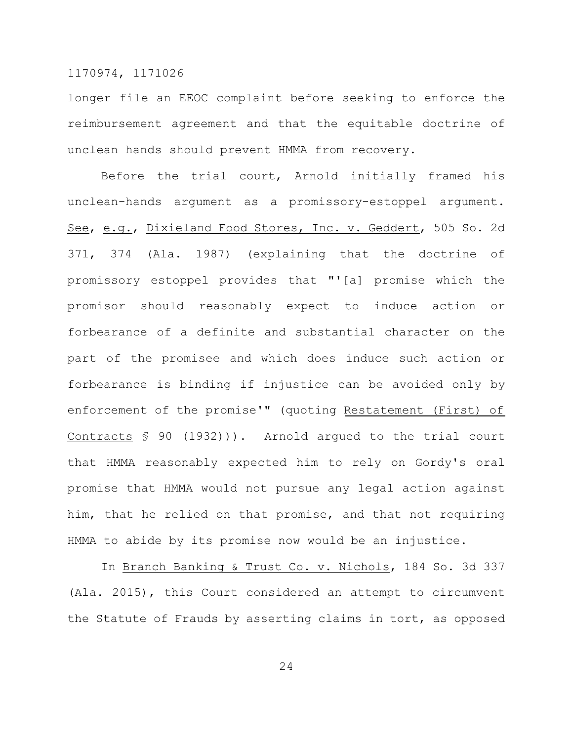longer file an EEOC complaint before seeking to enforce the reimbursement agreement and that the equitable doctrine of unclean hands should prevent HMMA from recovery.

Before the trial court, Arnold initially framed his unclean-hands argument as a promissory-estoppel argument. See, e.g., Dixieland Food Stores, Inc. v. Geddert, 505 So. 2d 371, 374 (Ala. 1987) (explaining that the doctrine of promissory estoppel provides that "'[a] promise which the promisor should reasonably expect to induce action or forbearance of a definite and substantial character on the part of the promisee and which does induce such action or forbearance is binding if injustice can be avoided only by enforcement of the promise'" (quoting Restatement (First) of Contracts § 90 (1932))). Arnold argued to the trial court that HMMA reasonably expected him to rely on Gordy's oral promise that HMMA would not pursue any legal action against him, that he relied on that promise, and that not requiring HMMA to abide by its promise now would be an injustice.

In Branch Banking & Trust Co. v. Nichols, 184 So. 3d 337 (Ala. 2015), this Court considered an attempt to circumvent the Statute of Frauds by asserting claims in tort, as opposed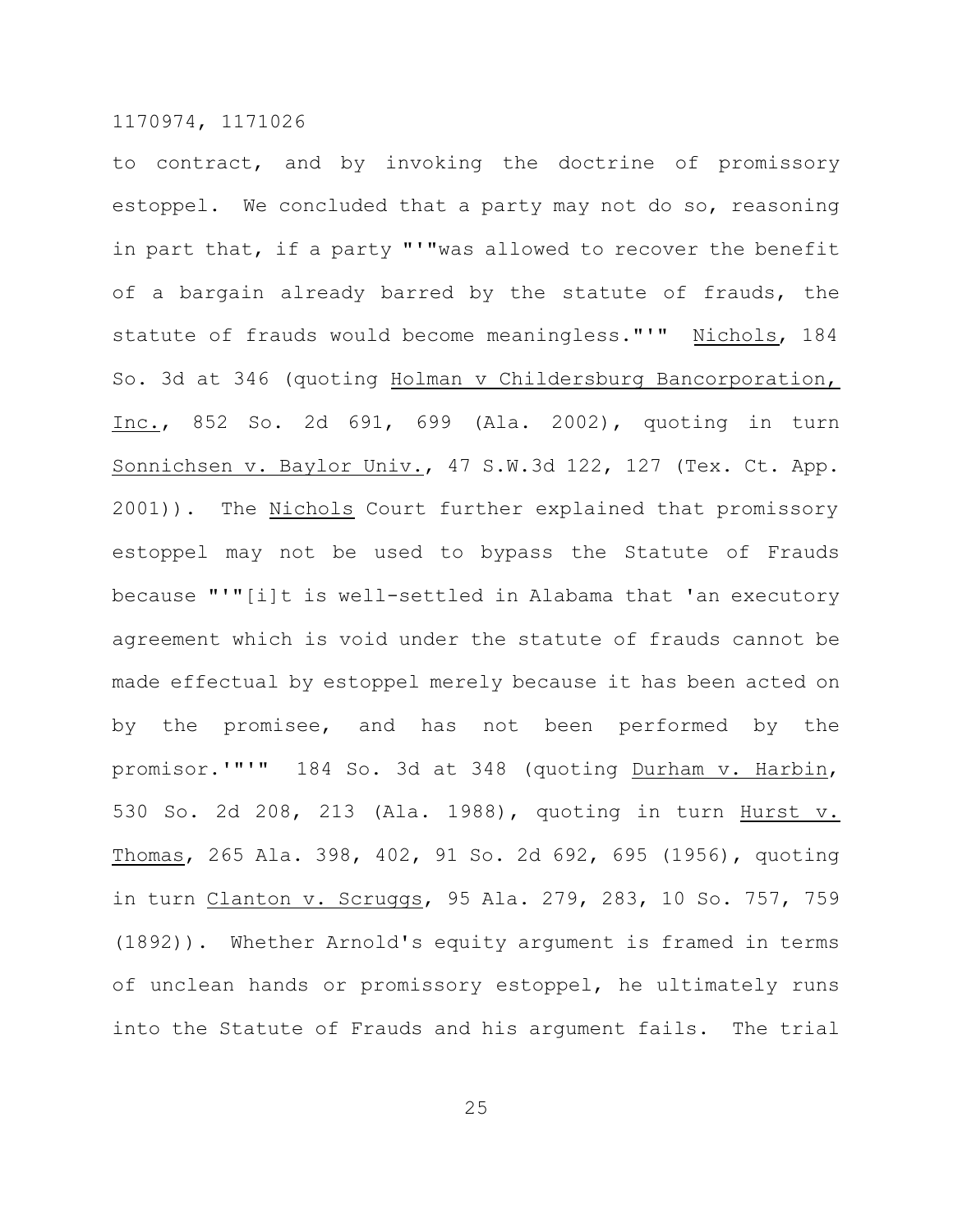to contract, and by invoking the doctrine of promissory estoppel. We concluded that a party may not do so, reasoning in part that, if a party "'"was allowed to recover the benefit of a bargain already barred by the statute of frauds, the statute of frauds would become meaningless."'" Nichols, 184 So. 3d at 346 (quoting Holman v Childersburg Bancorporation, Inc., 852 So. 2d 691, 699 (Ala. 2002), quoting in turn Sonnichsen v. Baylor Univ., 47 S.W.3d 122, 127 (Tex. Ct. App. 2001)). The Nichols Court further explained that promissory estoppel may not be used to bypass the Statute of Frauds because "'"[i]t is well-settled in Alabama that 'an executory agreement which is void under the statute of frauds cannot be made effectual by estoppel merely because it has been acted on by the promisee, and has not been performed by the promisor.'"'" 184 So. 3d at 348 (quoting Durham v. Harbin, 530 So. 2d 208, 213 (Ala. 1988), quoting in turn Hurst v. Thomas, 265 Ala. 398, 402, 91 So. 2d 692, 695 (1956), quoting in turn Clanton v. Scruggs, 95 Ala. 279, 283, 10 So. 757, 759 (1892)). Whether Arnold's equity argument is framed in terms of unclean hands or promissory estoppel, he ultimately runs into the Statute of Frauds and his argument fails. The trial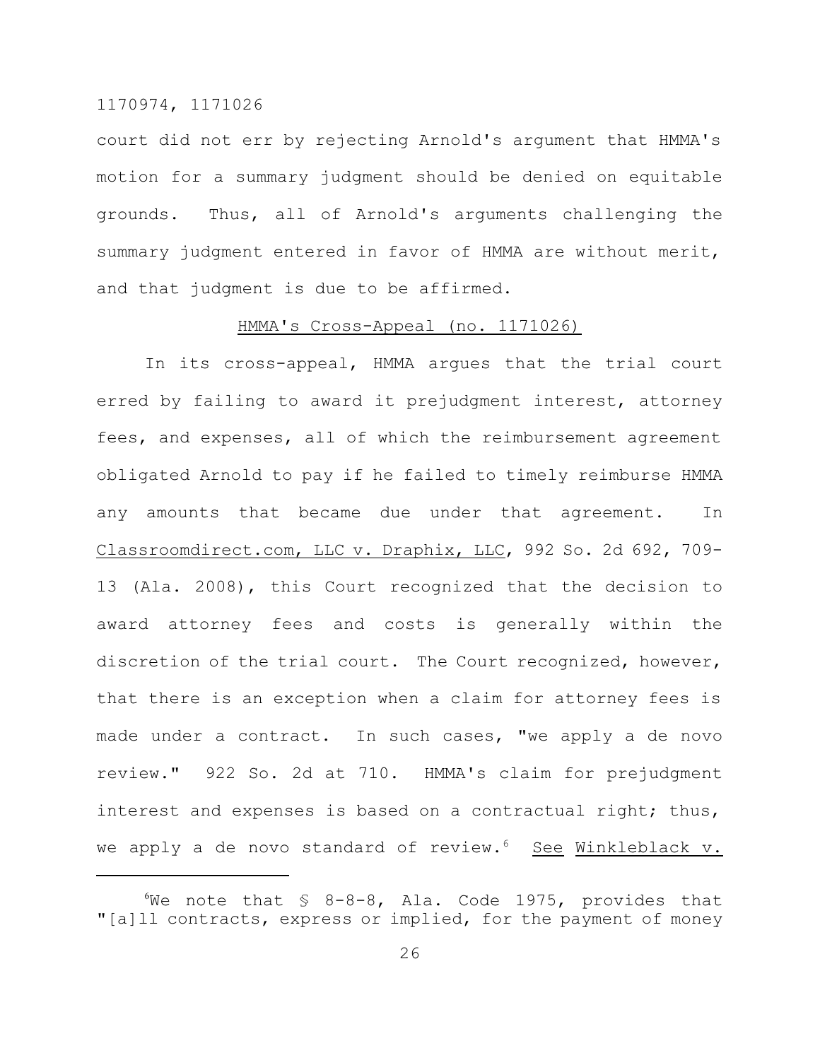court did not err by rejecting Arnold's argument that HMMA's motion for a summary judgment should be denied on equitable grounds. Thus, all of Arnold's arguments challenging the summary judgment entered in favor of HMMA are without merit, and that judgment is due to be affirmed.

## HMMA's Cross-Appeal (no. 1171026)

In its cross-appeal, HMMA argues that the trial court erred by failing to award it prejudgment interest, attorney fees, and expenses, all of which the reimbursement agreement obligated Arnold to pay if he failed to timely reimburse HMMA any amounts that became due under that agreement. In Classroomdirect.com, LLC v. Draphix, LLC, 992 So. 2d 692, 709-13 (Ala. 2008), this Court recognized that the decision to award attorney fees and costs is generally within the discretion of the trial court. The Court recognized, however, that there is an exception when a claim for attorney fees is made under a contract. In such cases, "we apply a de novo review." 922 So. 2d at 710. HMMA's claim for prejudgment interest and expenses is based on a contractual right; thus, we apply a de novo standard of review.[6] See Winkleblack v.

---

[6]We note that § 8-8-8, Ala. Code 1975, provides that "[a]ll contracts, express or implied, for the payment of money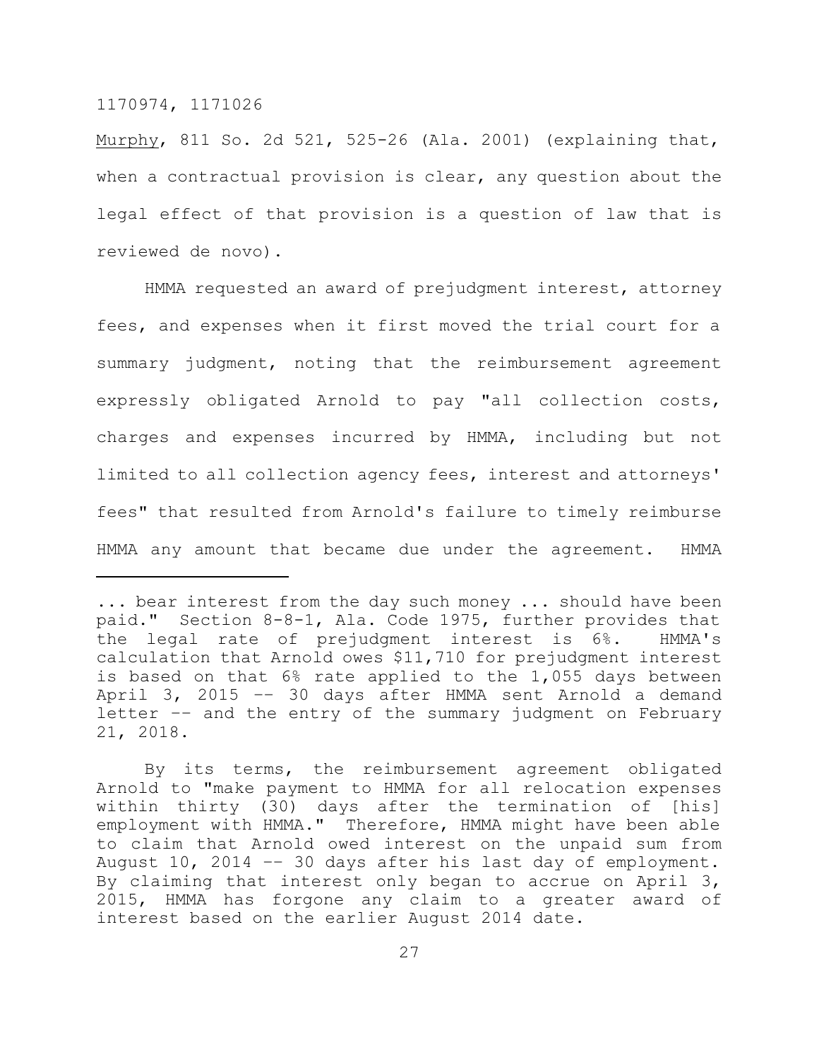Murphy, 811 So. 2d 521, 525-26 (Ala. 2001) (explaining that, when a contractual provision is clear, any question about the legal effect of that provision is a question of law that is reviewed de novo).

HMMA requested an award of prejudgment interest, attorney fees, and expenses when it first moved the trial court for a summary judgment, noting that the reimbursement agreement expressly obligated Arnold to pay "all collection costs, charges and expenses incurred by HMMA, including but not limited to all collection agency fees, interest and attorneys' fees" that resulted from Arnold's failure to timely reimburse HMMA any amount that became due under the agreement. HMMA

---

... bear interest from the day such money ... should have been paid." Section 8-8-1, Ala. Code 1975, further provides that the legal rate of prejudgment interest is 6%. HMMA's calculation that Arnold owes $11,710 for prejudgment interest is based on that 6% rate applied to the 1,055 days between April 3, 2015 -- 30 days after HMMA sent Arnold a demand letter -- and the entry of the summary judgment on February 21, 2018.

By its terms, the reimbursement agreement obligated Arnold to "make payment to HMMA for all relocation expenses within thirty (30) days after the termination of [his] employment with HMMA." Therefore, HMMA might have been able to claim that Arnold owed interest on the unpaid sum from August 10, 2014 -- 30 days after his last day of employment. By claiming that interest only began to accrue on April 3, 2015, HMMA has forgone any claim to a greater award of interest based on the earlier August 2014 date.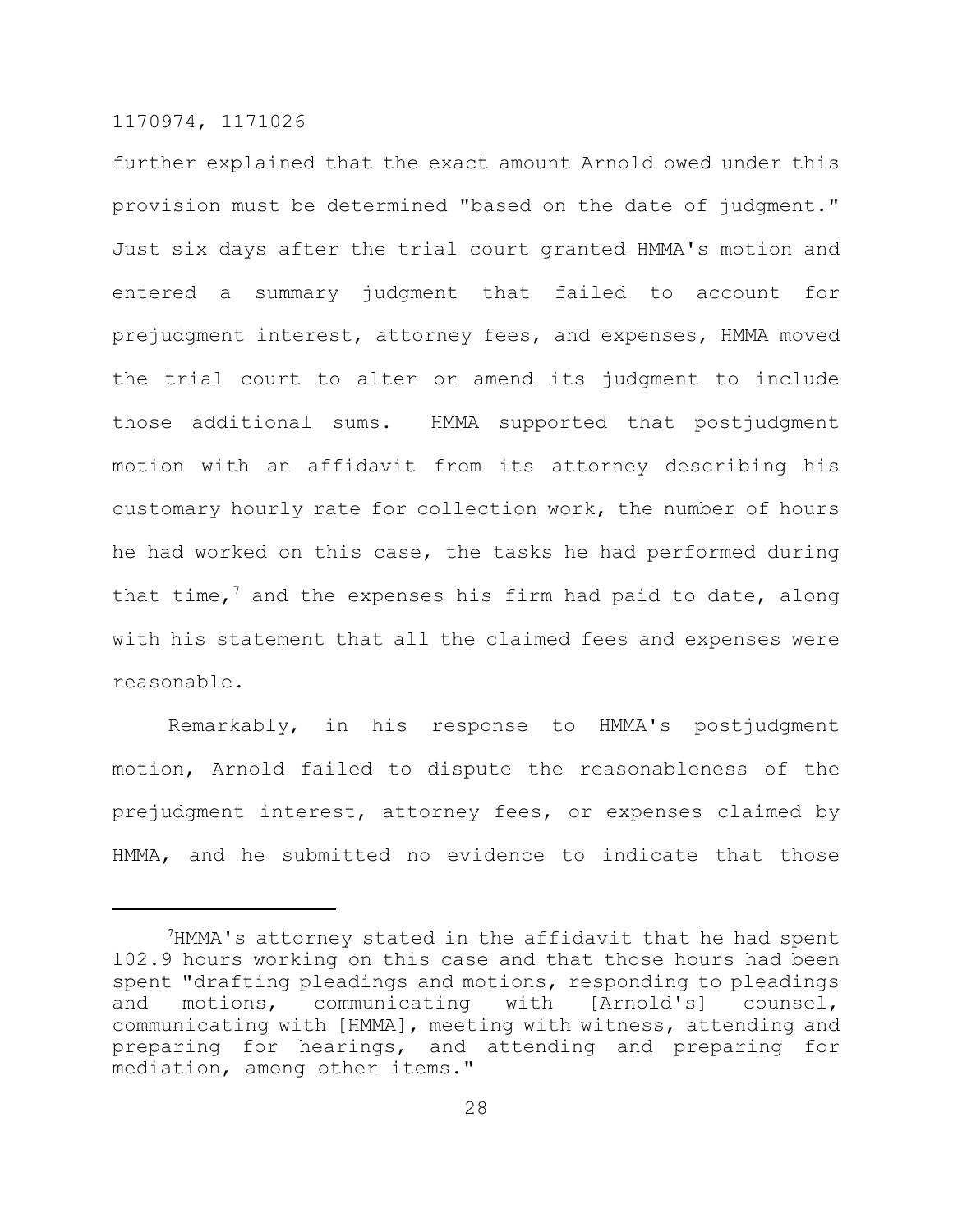further explained that the exact amount Arnold owed under this provision must be determined "based on the date of judgment." Just six days after the trial court granted HMMA's motion and entered a summary judgment that failed to account for prejudgment interest, attorney fees, and expenses, HMMA moved the trial court to alter or amend its judgment to include those additional sums. HMMA supported that postjudgment motion with an affidavit from its attorney describing his customary hourly rate for collection work, the number of hours he had worked on this case, the tasks he had performed during that time,[7] and the expenses his firm had paid to date, along with his statement that all the claimed fees and expenses were reasonable.

Remarkably, in his response to HMMA's postjudgment motion, Arnold failed to dispute the reasonableness of the prejudgment interest, attorney fees, or expenses claimed by HMMA, and he submitted no evidence to indicate that those

---

[7]HMMA's attorney stated in the affidavit that he had spent 102.9 hours working on this case and that those hours had been spent "drafting pleadings and motions, responding to pleadings and motions, communicating with [Arnold's] counsel, communicating with [HMMA], meeting with witness, attending and preparing for hearings, and attending and preparing for mediation, among other items."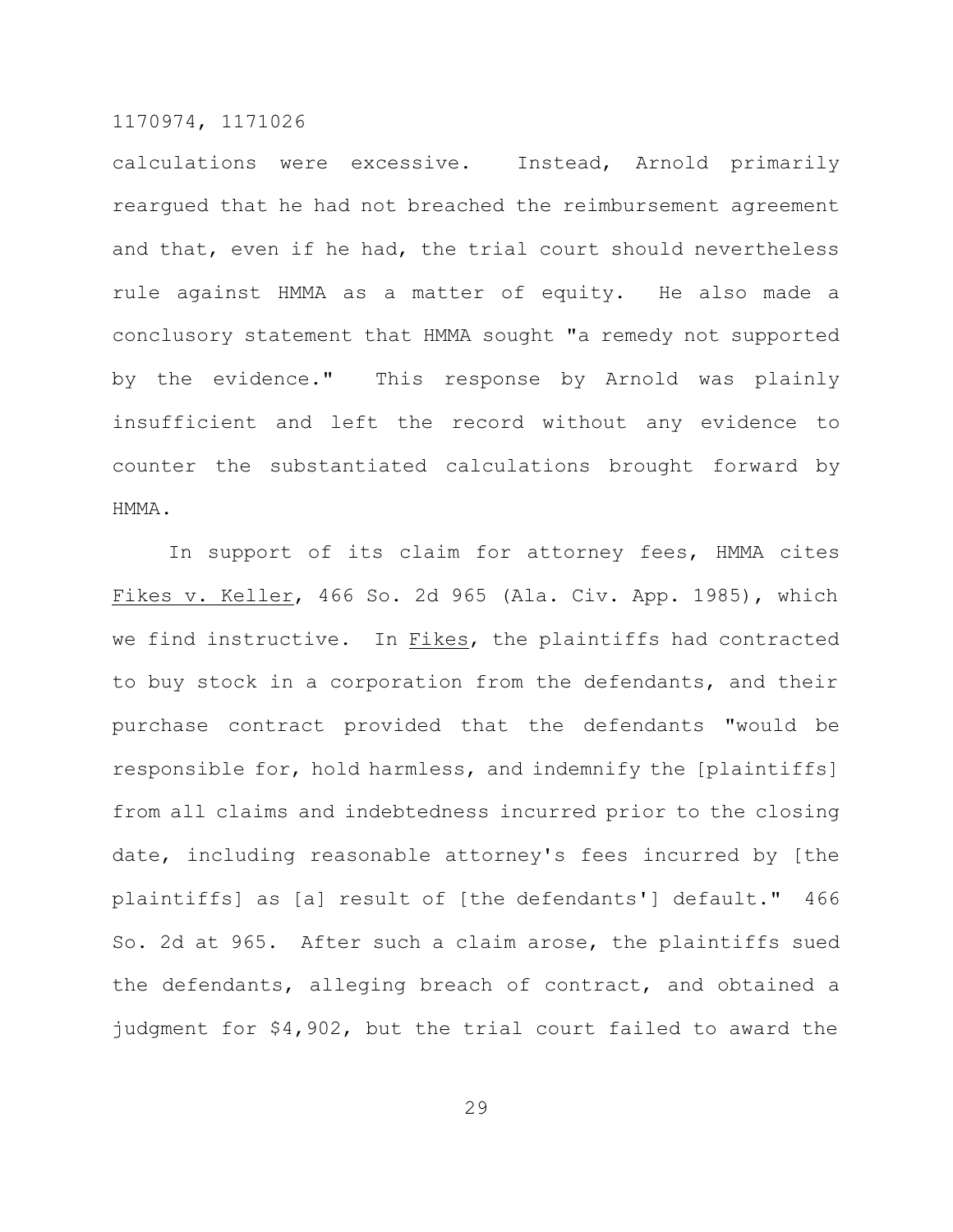calculations were excessive. Instead, Arnold primarily reargued that he had not breached the reimbursement agreement and that, even if he had, the trial court should nevertheless rule against HMMA as a matter of equity. He also made a conclusory statement that HMMA sought "a remedy not supported by the evidence." This response by Arnold was plainly insufficient and left the record without any evidence to counter the substantiated calculations brought forward by HMMA.

In support of its claim for attorney fees, HMMA cites Fikes v. Keller, 466 So. 2d 965 (Ala. Civ. App. 1985), which we find instructive. In Fikes, the plaintiffs had contracted to buy stock in a corporation from the defendants, and their purchase contract provided that the defendants "would be responsible for, hold harmless, and indemnify the [plaintiffs] from all claims and indebtedness incurred prior to the closing date, including reasonable attorney's fees incurred by [the plaintiffs] as [a] result of [the defendants'] default." 466 So. 2d at 965. After such a claim arose, the plaintiffs sued the defendants, alleging breach of contract, and obtained a judgment for $4,902, but the trial court failed to award the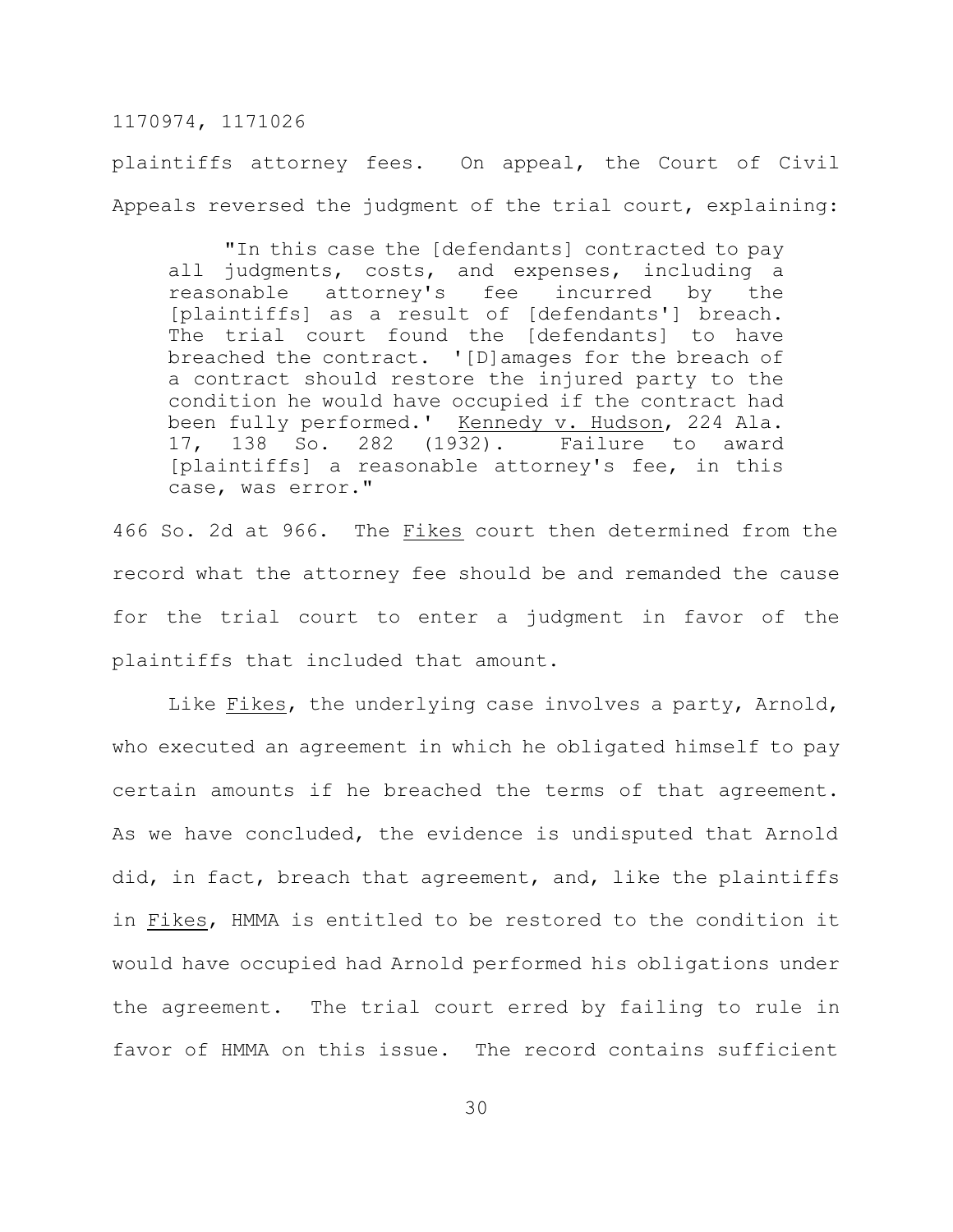plaintiffs attorney fees. On appeal, the Court of Civil Appeals reversed the judgment of the trial court, explaining:

> "In this case the [defendants] contracted to pay all judgments, costs, and expenses, including a reasonable attorney's fee incurred by the [plaintiffs] as a result of [defendants'] breach. The trial court found the [defendants] to have breached the contract. '[D]amages for the breach of a contract should restore the injured party to the condition he would have occupied if the contract had been fully performed.' Kennedy v. Hudson, 224 Ala. 17, 138 So. 282 (1932). Failure to award [plaintiffs] a reasonable attorney's fee, in this case, was error."

466 So. 2d at 966. The Fikes court then determined from the record what the attorney fee should be and remanded the cause for the trial court to enter a judgment in favor of the plaintiffs that included that amount.

Like Fikes, the underlying case involves a party, Arnold, who executed an agreement in which he obligated himself to pay certain amounts if he breached the terms of that agreement. As we have concluded, the evidence is undisputed that Arnold did, in fact, breach that agreement, and, like the plaintiffs in Fikes, HMMA is entitled to be restored to the condition it would have occupied had Arnold performed his obligations under the agreement. The trial court erred by failing to rule in favor of HMMA on this issue. The record contains sufficient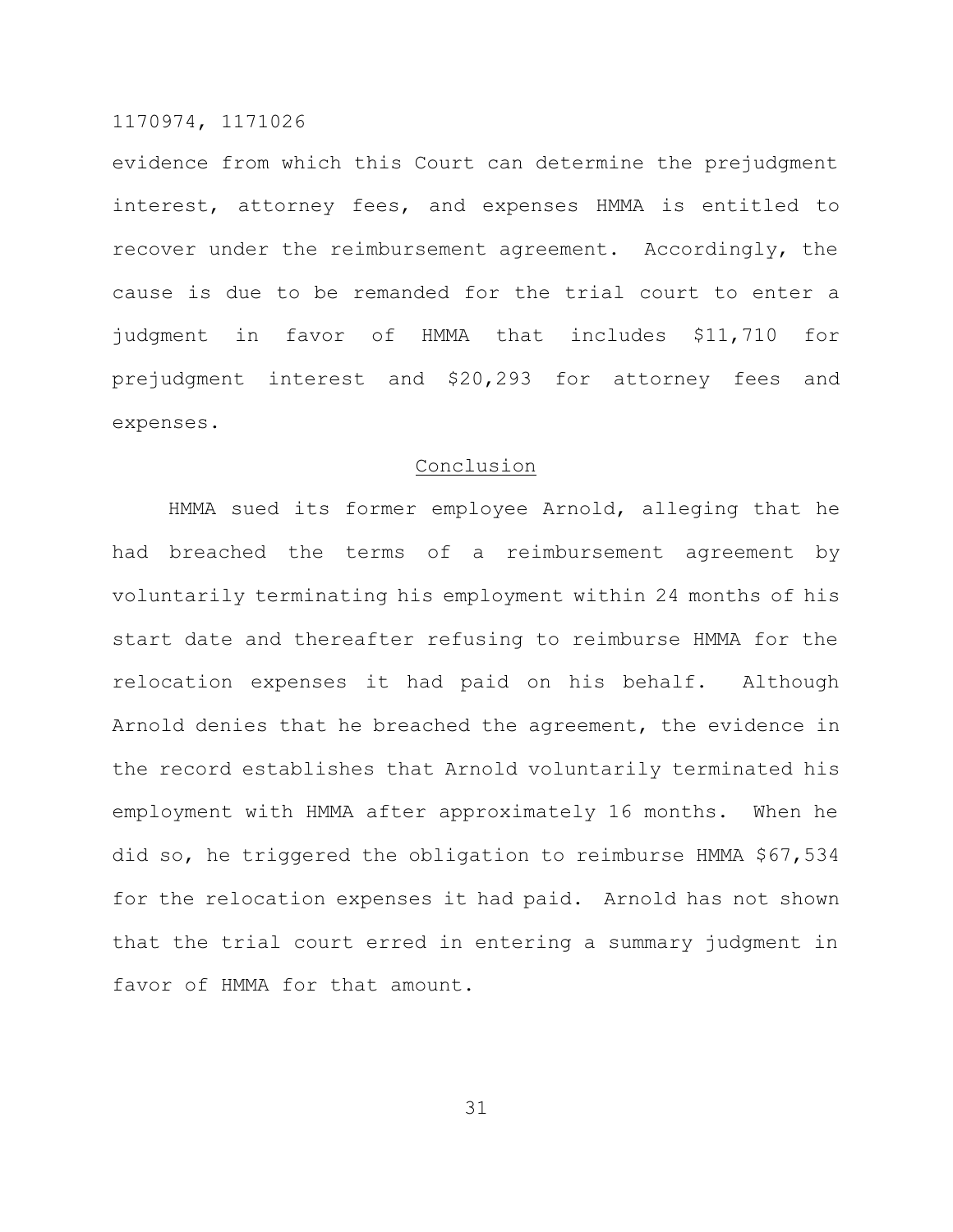evidence from which this Court can determine the prejudgment interest, attorney fees, and expenses HMMA is entitled to recover under the reimbursement agreement. Accordingly, the cause is due to be remanded for the trial court to enter a judgment in favor of HMMA that includes $11,710 for prejudgment interest and $20,293 for attorney fees and expenses.

## Conclusion

HMMA sued its former employee Arnold, alleging that he had breached the terms of a reimbursement agreement by voluntarily terminating his employment within 24 months of his start date and thereafter refusing to reimburse HMMA for the relocation expenses it had paid on his behalf. Although Arnold denies that he breached the agreement, the evidence in the record establishes that Arnold voluntarily terminated his employment with HMMA after approximately 16 months. When he did so, he triggered the obligation to reimburse HMMA $67,534 for the relocation expenses it had paid. Arnold has not shown that the trial court erred in entering a summary judgment in favor of HMMA for that amount.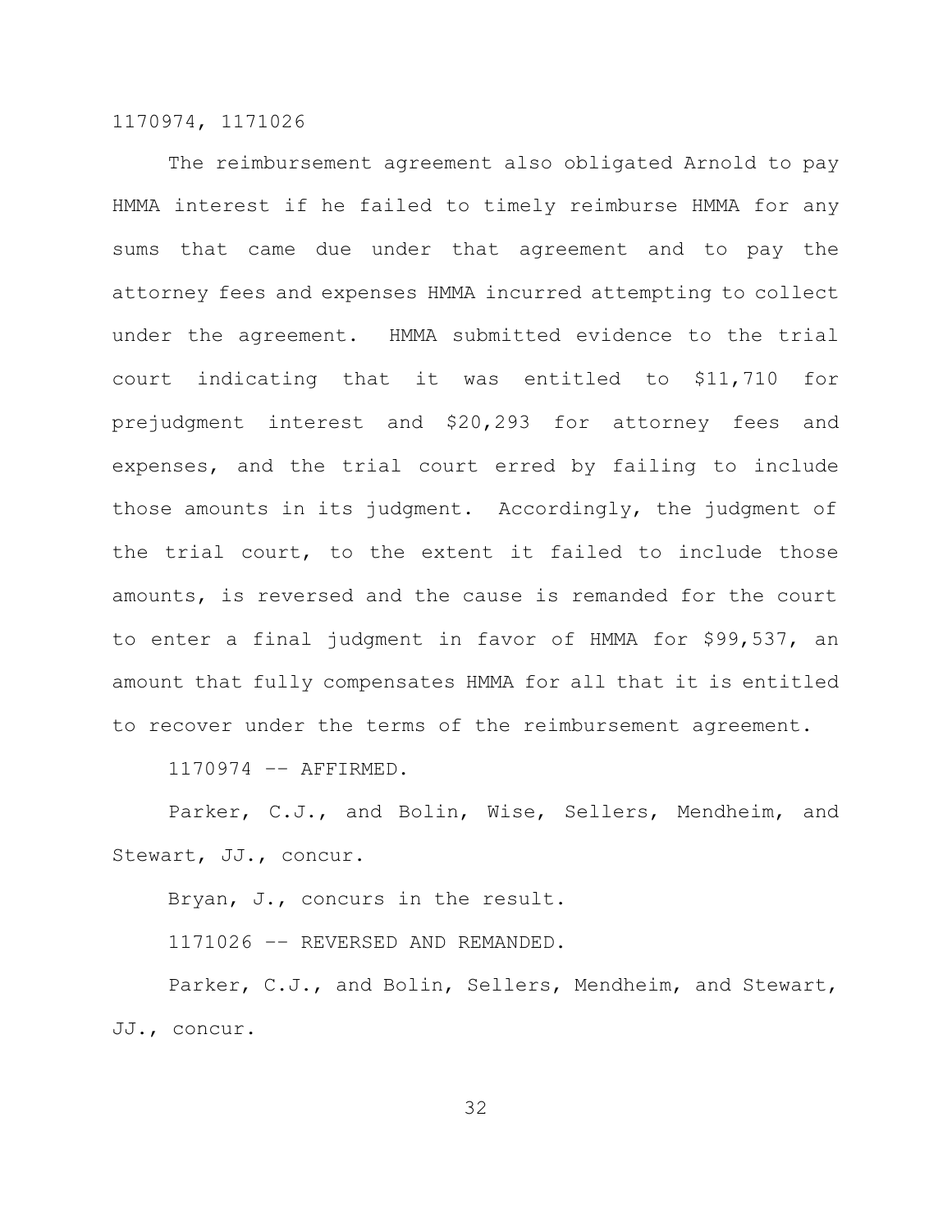The reimbursement agreement also obligated Arnold to pay HMMA interest if he failed to timely reimburse HMMA for any sums that came due under that agreement and to pay the attorney fees and expenses HMMA incurred attempting to collect under the agreement. HMMA submitted evidence to the trial court indicating that it was entitled to $11,710 for prejudgment interest and $20,293 for attorney fees and expenses, and the trial court erred by failing to include those amounts in its judgment. Accordingly, the judgment of the trial court, to the extent it failed to include those amounts, is reversed and the cause is remanded for the court to enter a final judgment in favor of HMMA for $99,537, an amount that fully compensates HMMA for all that it is entitled to recover under the terms of the reimbursement agreement.

1170974 -- AFFIRMED.

Parker, C.J., and Bolin, Wise, Sellers, Mendheim, and Stewart, JJ., concur.

Bryan, J., concurs in the result.

1171026 -- REVERSED AND REMANDED.

Parker, C.J., and Bolin, Sellers, Mendheim, and Stewart, JJ., concur.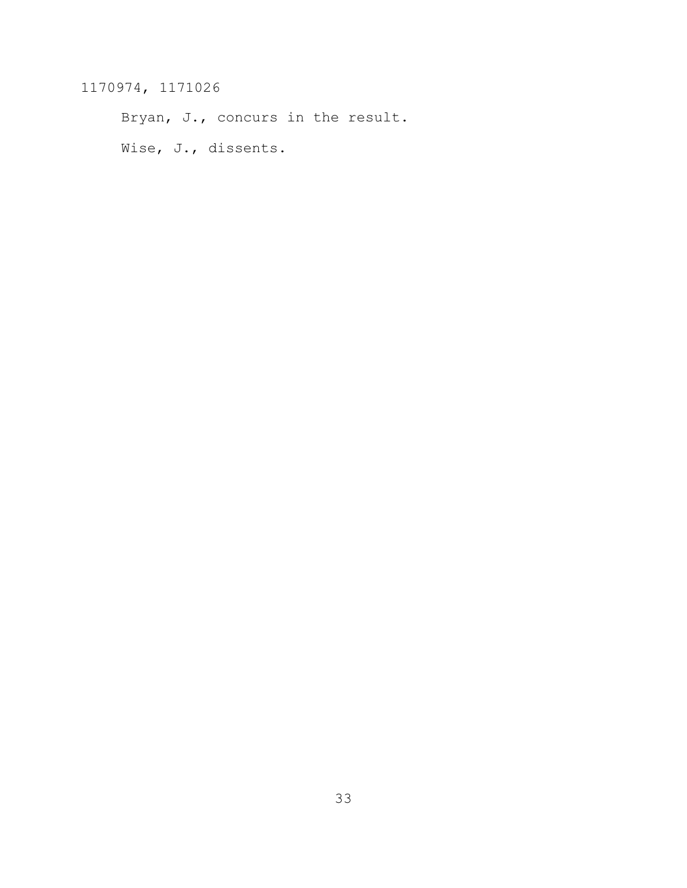Bryan, J., concurs in the result.

Wise, J., dissents.